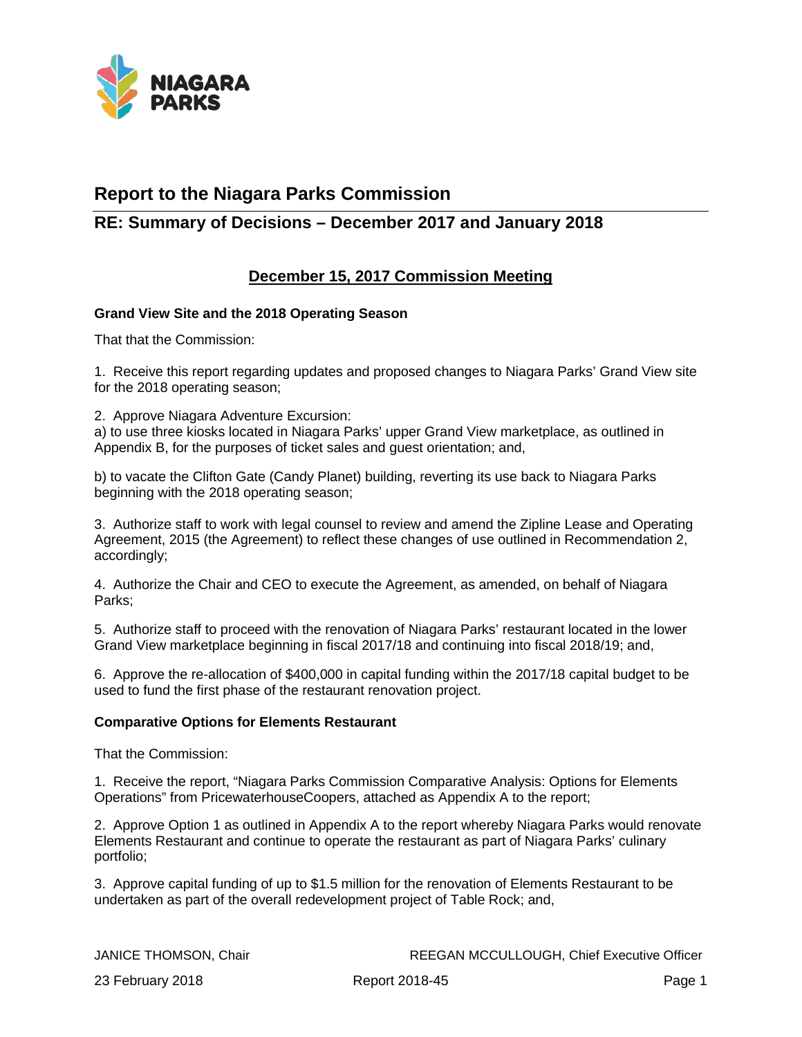# Report to the Niagara Parks Commission

## RE: Summary of Decisions – December 2017 and January 2018

### December 15, 2017 Commission Meeting

**Grand View Site and the 2018 Operating Season**

That that the Commission:

1. Receive this report regarding updates and proposed changes to Niagara Parks' Grand View site for the 2018 operating season;

2. Approve Niagara Adventure Excursion:
a) to use three kiosks located in Niagara Parks' upper Grand View marketplace, as outlined in Appendix B, for the purposes of ticket sales and guest orientation; and,

b) to vacate the Clifton Gate (Candy Planet) building, reverting its use back to Niagara Parks beginning with the 2018 operating season;

3. Authorize staff to work with legal counsel to review and amend the Zipline Lease and Operating Agreement, 2015 (the Agreement) to reflect these changes of use outlined in Recommendation 2, accordingly;

4. Authorize the Chair and CEO to execute the Agreement, as amended, on behalf of Niagara Parks;

5. Authorize staff to proceed with the renovation of Niagara Parks' restaurant located in the lower Grand View marketplace beginning in fiscal 2017/18 and continuing into fiscal 2018/19; and,

6. Approve the re-allocation of $400,000 in capital funding within the 2017/18 capital budget to be used to fund the first phase of the restaurant renovation project.

**Comparative Options for Elements Restaurant**

That the Commission:

1. Receive the report, "Niagara Parks Commission Comparative Analysis: Options for Elements Operations" from PricewaterhouseCoopers, attached as Appendix A to the report;

2. Approve Option 1 as outlined in Appendix A to the report whereby Niagara Parks would renovate Elements Restaurant and continue to operate the restaurant as part of Niagara Parks' culinary portfolio;

3. Approve capital funding of up to $1.5 million for the renovation of Elements Restaurant to be undertaken as part of the overall redevelopment project of Table Rock; and,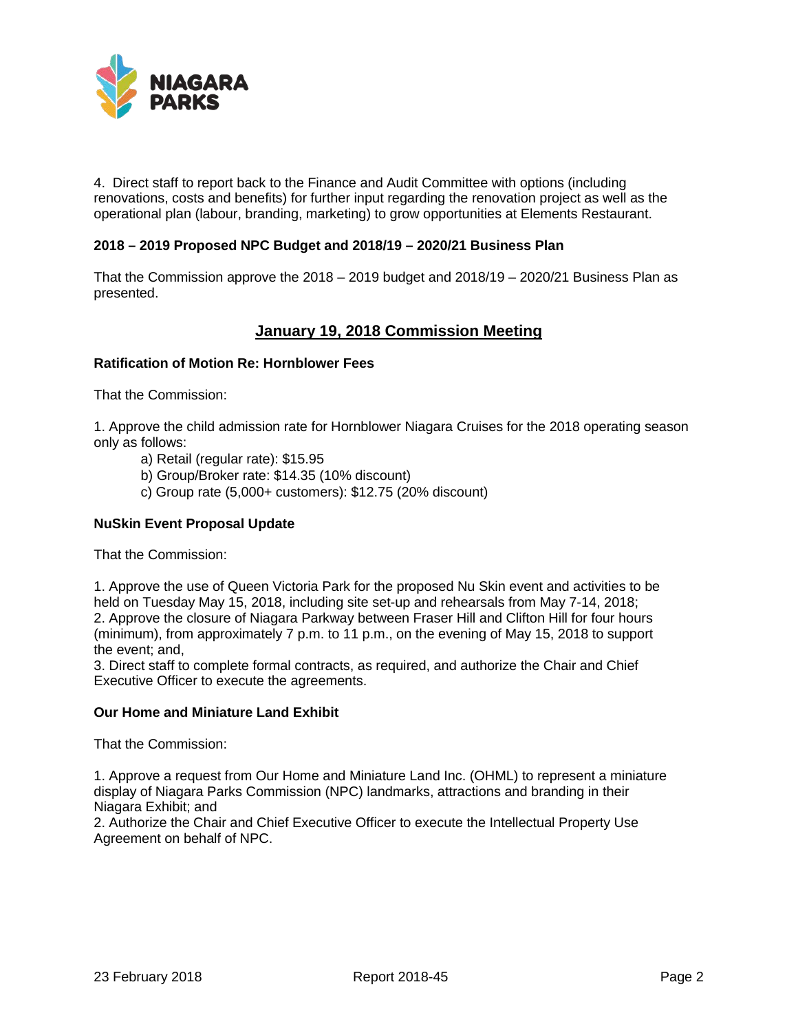4. Direct staff to report back to the Finance and Audit Committee with options (including renovations, costs and benefits) for further input regarding the renovation project as well as the operational plan (labour, branding, marketing) to grow opportunities at Elements Restaurant.

**2018 – 2019 Proposed NPC Budget and 2018/19 – 2020/21 Business Plan**

That the Commission approve the 2018 – 2019 budget and 2018/19 – 2020/21 Business Plan as presented.

## January 19, 2018 Commission Meeting

**Ratification of Motion Re: Hornblower Fees**

That the Commission:

1. Approve the child admission rate for Hornblower Niagara Cruises for the 2018 operating season only as follows:
   - a) Retail (regular rate): $15.95
   - b) Group/Broker rate: $14.35 (10% discount)
   - c) Group rate (5,000+ customers): $12.75 (20% discount)

**NuSkin Event Proposal Update**

That the Commission:

1. Approve the use of Queen Victoria Park for the proposed Nu Skin event and activities to be held on Tuesday May 15, 2018, including site set-up and rehearsals from May 7-14, 2018;
2. Approve the closure of Niagara Parkway between Fraser Hill and Clifton Hill for four hours (minimum), from approximately 7 p.m. to 11 p.m., on the evening of May 15, 2018 to support the event; and,
3. Direct staff to complete formal contracts, as required, and authorize the Chair and Chief Executive Officer to execute the agreements.

**Our Home and Miniature Land Exhibit**

That the Commission:

1. Approve a request from Our Home and Miniature Land Inc. (OHML) to represent a miniature display of Niagara Parks Commission (NPC) landmarks, attractions and branding in their Niagara Exhibit; and
2. Authorize the Chair and Chief Executive Officer to execute the Intellectual Property Use Agreement on behalf of NPC.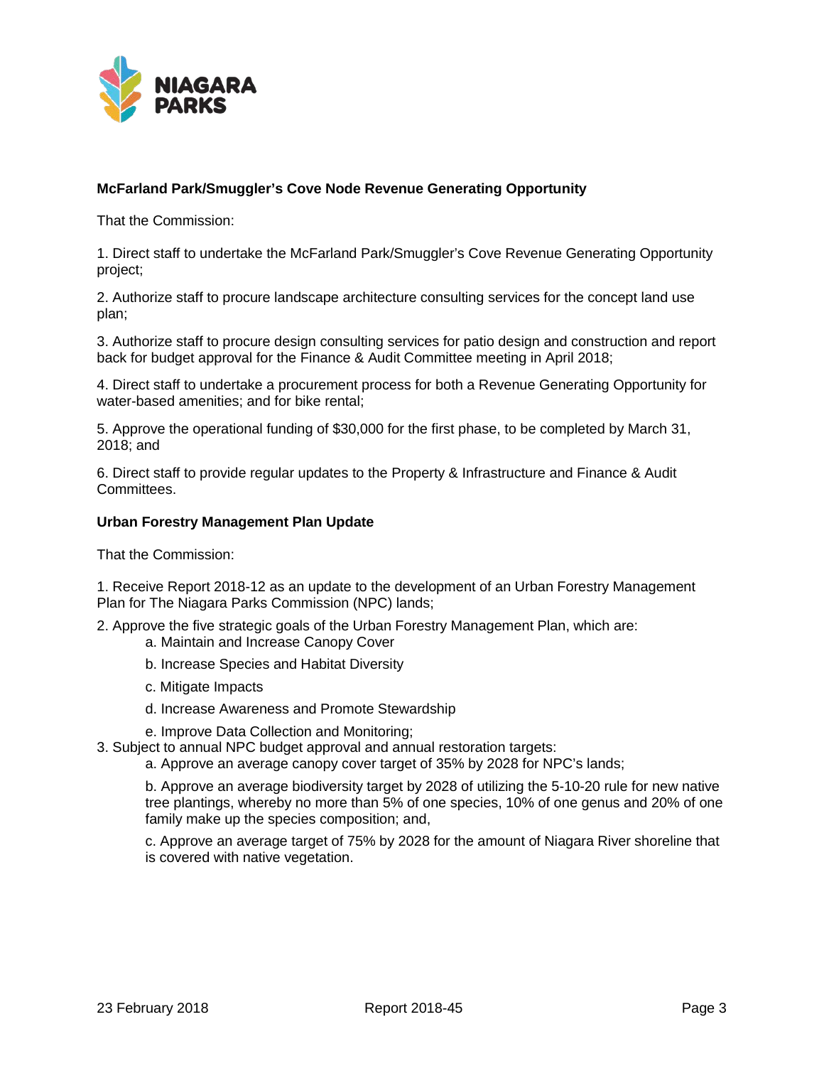**McFarland Park/Smuggler's Cove Node Revenue Generating Opportunity**

That the Commission:

1. Direct staff to undertake the McFarland Park/Smuggler's Cove Revenue Generating Opportunity project;

2. Authorize staff to procure landscape architecture consulting services for the concept land use plan;

3. Authorize staff to procure design consulting services for patio design and construction and report back for budget approval for the Finance & Audit Committee meeting in April 2018;

4. Direct staff to undertake a procurement process for both a Revenue Generating Opportunity for water-based amenities; and for bike rental;

5. Approve the operational funding of $30,000 for the first phase, to be completed by March 31, 2018; and

6. Direct staff to provide regular updates to the Property & Infrastructure and Finance & Audit Committees.

**Urban Forestry Management Plan Update**

That the Commission:

1. Receive Report 2018-12 as an update to the development of an Urban Forestry Management Plan for The Niagara Parks Commission (NPC) lands;

2. Approve the five strategic goals of the Urban Forestry Management Plan, which are:
    - a. Maintain and Increase Canopy Cover
    - b. Increase Species and Habitat Diversity
    - c. Mitigate Impacts
    - d. Increase Awareness and Promote Stewardship
    - e. Improve Data Collection and Monitoring;

3. Subject to annual NPC budget approval and annual restoration targets:
    - a. Approve an average canopy cover target of 35% by 2028 for NPC's lands;
    - b. Approve an average biodiversity target by 2028 of utilizing the 5-10-20 rule for new native tree plantings, whereby no more than 5% of one species, 10% of one genus and 20% of one family make up the species composition; and,
    - c. Approve an average target of 75% by 2028 for the amount of Niagara River shoreline that is covered with native vegetation.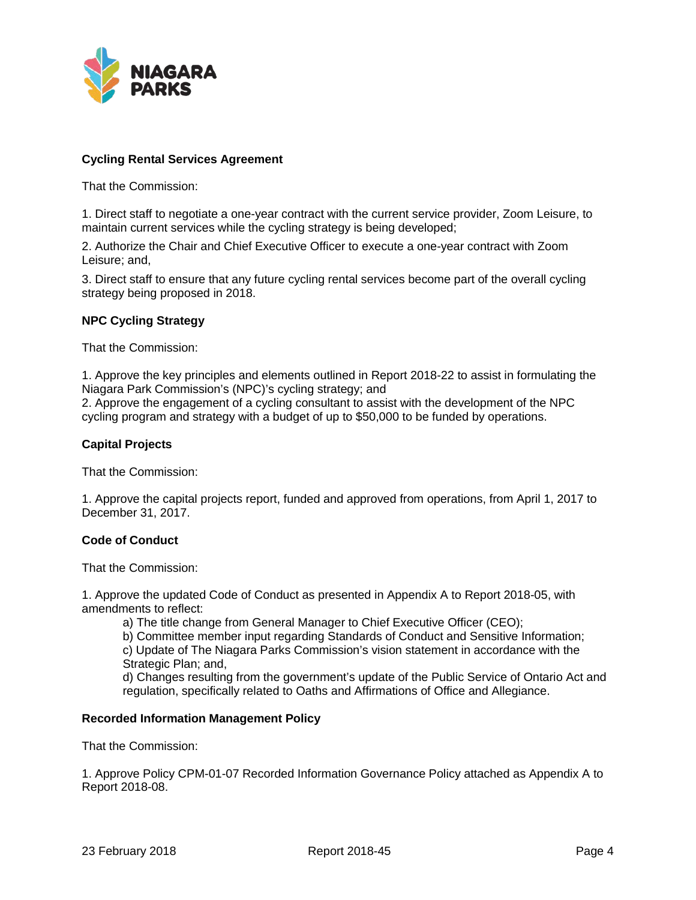**Cycling Rental Services Agreement**

That the Commission:

1. Direct staff to negotiate a one-year contract with the current service provider, Zoom Leisure, to maintain current services while the cycling strategy is being developed;

2. Authorize the Chair and Chief Executive Officer to execute a one-year contract with Zoom Leisure; and,

3. Direct staff to ensure that any future cycling rental services become part of the overall cycling strategy being proposed in 2018.

**NPC Cycling Strategy**

That the Commission:

1. Approve the key principles and elements outlined in Report 2018-22 to assist in formulating the Niagara Park Commission's (NPC)'s cycling strategy; and
2. Approve the engagement of a cycling consultant to assist with the development of the NPC cycling program and strategy with a budget of up to $50,000 to be funded by operations.

**Capital Projects**

That the Commission:

1. Approve the capital projects report, funded and approved from operations, from April 1, 2017 to December 31, 2017.

**Code of Conduct**

That the Commission:

1. Approve the updated Code of Conduct as presented in Appendix A to Report 2018-05, with amendments to reflect:
    a) The title change from General Manager to Chief Executive Officer (CEO);
    b) Committee member input regarding Standards of Conduct and Sensitive Information;
    c) Update of The Niagara Parks Commission's vision statement in accordance with the Strategic Plan; and,
    d) Changes resulting from the government's update of the Public Service of Ontario Act and regulation, specifically related to Oaths and Affirmations of Office and Allegiance.

**Recorded Information Management Policy**

That the Commission:

1. Approve Policy CPM-01-07 Recorded Information Governance Policy attached as Appendix A to Report 2018-08.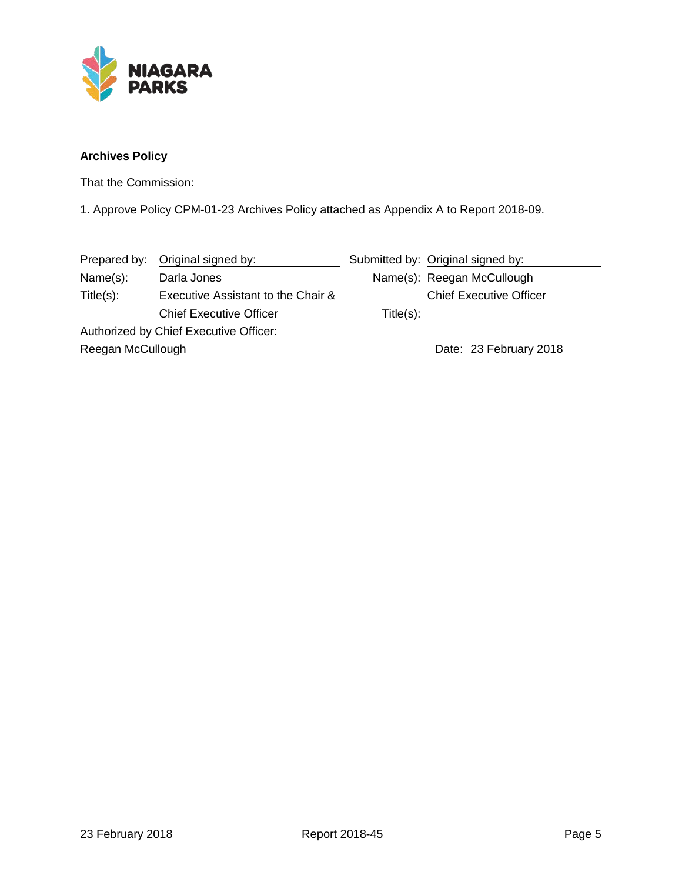**Archives Policy**

That the Commission:

1. Approve Policy CPM-01-23 Archives Policy attached as Appendix A to Report 2018-09.

| | | | |
|---|---|---|---|
| Prepared by: | Original signed by: | Submitted by: | Original signed by: |
| Name(s): | Darla Jones | Name(s): | Reegan McCullough |
| Title(s): | Executive Assistant to the Chair & Chief Executive Officer | Title(s): | Chief Executive Officer |

Authorized by Chief Executive Officer:
Reegan McCullough

Date: 23 February 2018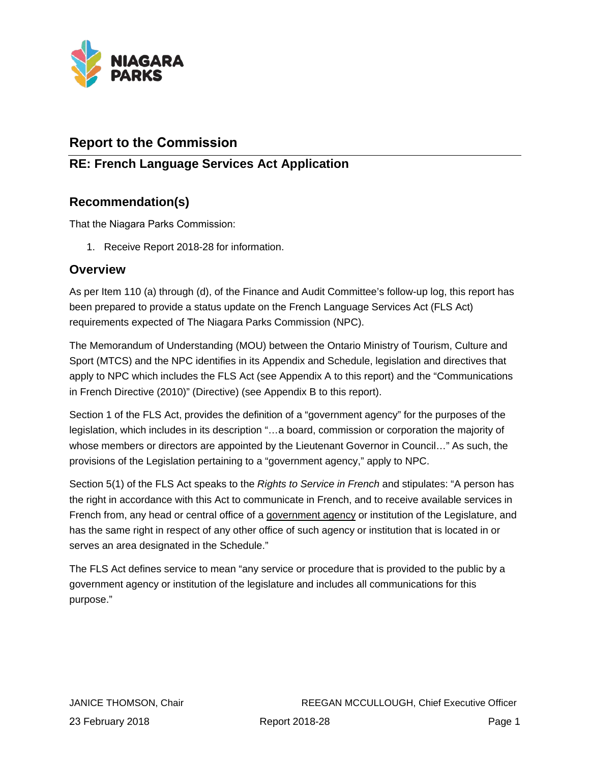## Report to the Commission

## RE: French Language Services Act Application

### Recommendation(s)

That the Niagara Parks Commission:

1. Receive Report 2018-28 for information.

### Overview

As per Item 110 (a) through (d), of the Finance and Audit Committee's follow-up log, this report has been prepared to provide a status update on the French Language Services Act (FLS Act) requirements expected of The Niagara Parks Commission (NPC).

The Memorandum of Understanding (MOU) between the Ontario Ministry of Tourism, Culture and Sport (MTCS) and the NPC identifies in its Appendix and Schedule, legislation and directives that apply to NPC which includes the FLS Act (see Appendix A to this report) and the "Communications in French Directive (2010)" (Directive) (see Appendix B to this report).

Section 1 of the FLS Act, provides the definition of a "government agency" for the purposes of the legislation, which includes in its description "…a board, commission or corporation the majority of whose members or directors are appointed by the Lieutenant Governor in Council…" As such, the provisions of the Legislation pertaining to a "government agency," apply to NPC.

Section 5(1) of the FLS Act speaks to the *Rights to Service in French* and stipulates: "A person has the right in accordance with this Act to communicate in French, and to receive available services in French from, any head or central office of a government agency or institution of the Legislature, and has the same right in respect of any other office of such agency or institution that is located in or serves an area designated in the Schedule."

The FLS Act defines service to mean "any service or procedure that is provided to the public by a government agency or institution of the legislature and includes all communications for this purpose."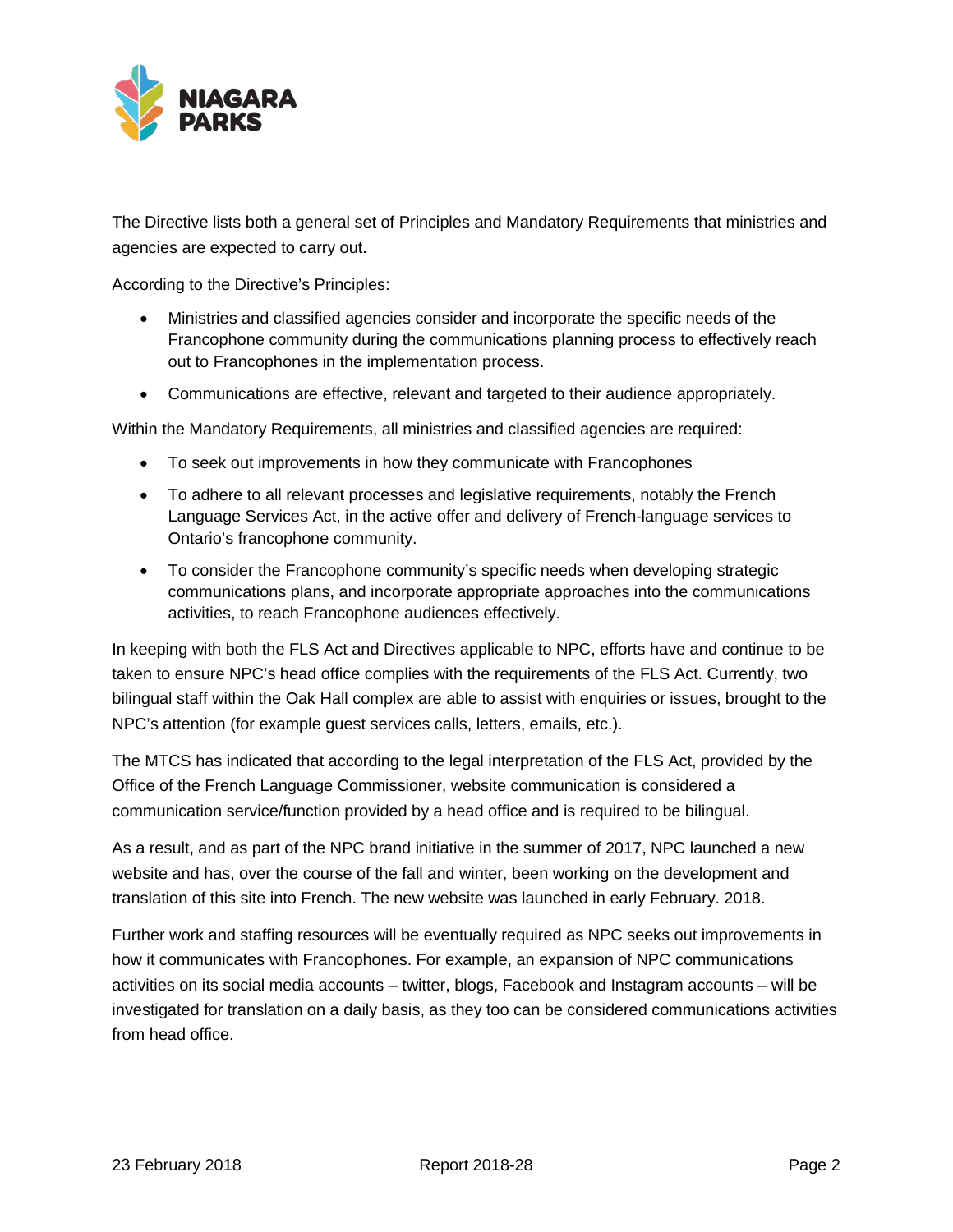The Directive lists both a general set of Principles and Mandatory Requirements that ministries and agencies are expected to carry out.

According to the Directive's Principles:

- Ministries and classified agencies consider and incorporate the specific needs of the Francophone community during the communications planning process to effectively reach out to Francophones in the implementation process.
- Communications are effective, relevant and targeted to their audience appropriately.

Within the Mandatory Requirements, all ministries and classified agencies are required:

- To seek out improvements in how they communicate with Francophones
- To adhere to all relevant processes and legislative requirements, notably the French Language Services Act, in the active offer and delivery of French-language services to Ontario's francophone community.
- To consider the Francophone community's specific needs when developing strategic communications plans, and incorporate appropriate approaches into the communications activities, to reach Francophone audiences effectively.

In keeping with both the FLS Act and Directives applicable to NPC, efforts have and continue to be taken to ensure NPC's head office complies with the requirements of the FLS Act. Currently, two bilingual staff within the Oak Hall complex are able to assist with enquiries or issues, brought to the NPC's attention (for example guest services calls, letters, emails, etc.).

The MTCS has indicated that according to the legal interpretation of the FLS Act, provided by the Office of the French Language Commissioner, website communication is considered a communication service/function provided by a head office and is required to be bilingual.

As a result, and as part of the NPC brand initiative in the summer of 2017, NPC launched a new website and has, over the course of the fall and winter, been working on the development and translation of this site into French. The new website was launched in early February. 2018.

Further work and staffing resources will be eventually required as NPC seeks out improvements in how it communicates with Francophones. For example, an expansion of NPC communications activities on its social media accounts – twitter, blogs, Facebook and Instagram accounts – will be investigated for translation on a daily basis, as they too can be considered communications activities from head office.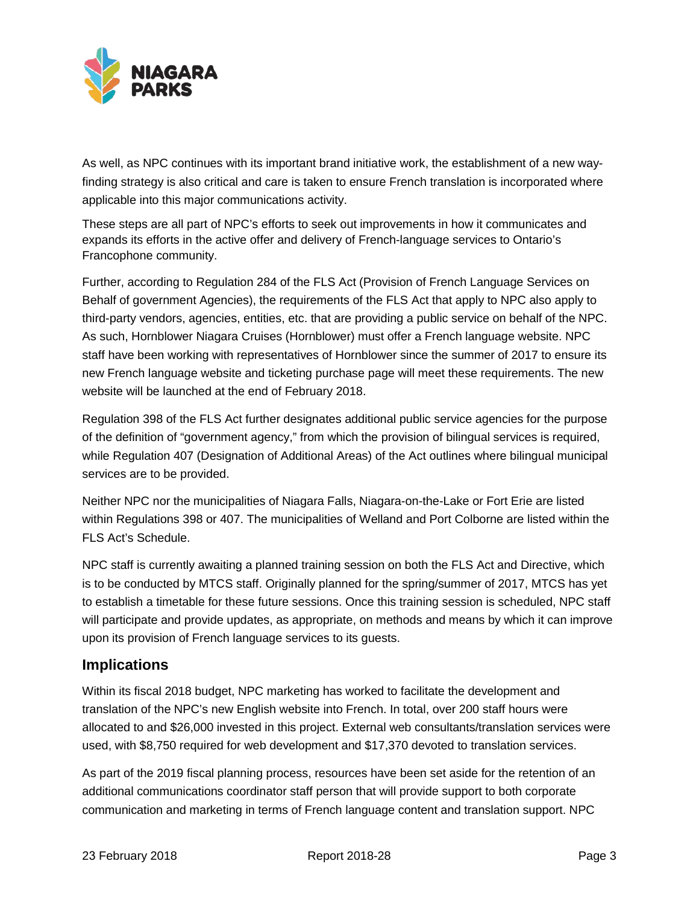As well, as NPC continues with its important brand initiative work, the establishment of a new way-finding strategy is also critical and care is taken to ensure French translation is incorporated where applicable into this major communications activity.

These steps are all part of NPC's efforts to seek out improvements in how it communicates and expands its efforts in the active offer and delivery of French-language services to Ontario's Francophone community.

Further, according to Regulation 284 of the FLS Act (Provision of French Language Services on Behalf of government Agencies), the requirements of the FLS Act that apply to NPC also apply to third-party vendors, agencies, entities, etc. that are providing a public service on behalf of the NPC. As such, Hornblower Niagara Cruises (Hornblower) must offer a French language website. NPC staff have been working with representatives of Hornblower since the summer of 2017 to ensure its new French language website and ticketing purchase page will meet these requirements. The new website will be launched at the end of February 2018.

Regulation 398 of the FLS Act further designates additional public service agencies for the purpose of the definition of "government agency," from which the provision of bilingual services is required, while Regulation 407 (Designation of Additional Areas) of the Act outlines where bilingual municipal services are to be provided.

Neither NPC nor the municipalities of Niagara Falls, Niagara-on-the-Lake or Fort Erie are listed within Regulations 398 or 407. The municipalities of Welland and Port Colborne are listed within the FLS Act's Schedule.

NPC staff is currently awaiting a planned training session on both the FLS Act and Directive, which is to be conducted by MTCS staff. Originally planned for the spring/summer of 2017, MTCS has yet to establish a timetable for these future sessions. Once this training session is scheduled, NPC staff will participate and provide updates, as appropriate, on methods and means by which it can improve upon its provision of French language services to its guests.

## Implications

Within its fiscal 2018 budget, NPC marketing has worked to facilitate the development and translation of the NPC's new English website into French. In total, over 200 staff hours were allocated to and $26,000 invested in this project. External web consultants/translation services were used, with $8,750 required for web development and $17,370 devoted to translation services.

As part of the 2019 fiscal planning process, resources have been set aside for the retention of an additional communications coordinator staff person that will provide support to both corporate communication and marketing in terms of French language content and translation support. NPC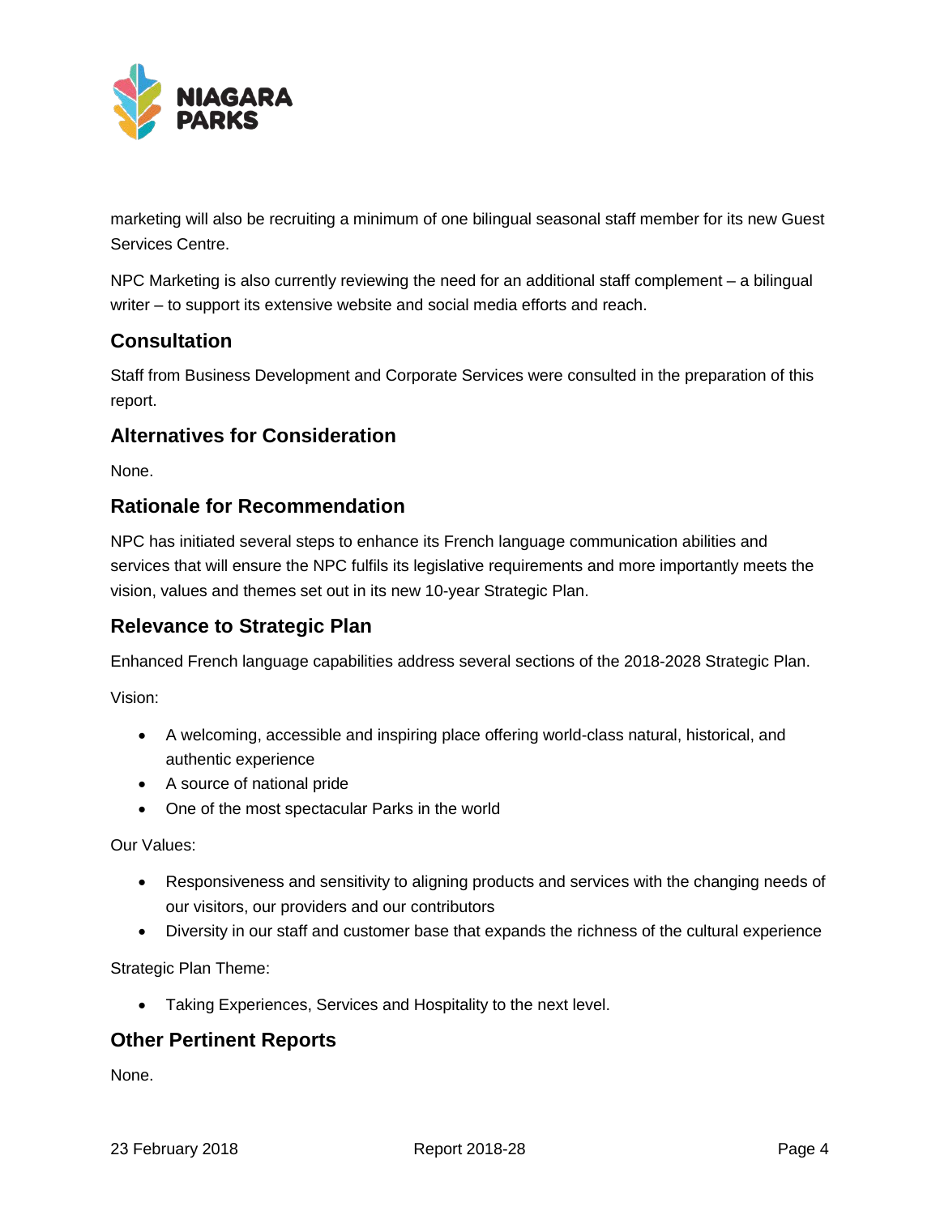marketing will also be recruiting a minimum of one bilingual seasonal staff member for its new Guest Services Centre.

NPC Marketing is also currently reviewing the need for an additional staff complement – a bilingual writer – to support its extensive website and social media efforts and reach.

## Consultation

Staff from Business Development and Corporate Services were consulted in the preparation of this report.

## Alternatives for Consideration

None.

## Rationale for Recommendation

NPC has initiated several steps to enhance its French language communication abilities and services that will ensure the NPC fulfils its legislative requirements and more importantly meets the vision, values and themes set out in its new 10-year Strategic Plan.

## Relevance to Strategic Plan

Enhanced French language capabilities address several sections of the 2018-2028 Strategic Plan.

Vision:

- A welcoming, accessible and inspiring place offering world-class natural, historical, and authentic experience
- A source of national pride
- One of the most spectacular Parks in the world

Our Values:

- Responsiveness and sensitivity to aligning products and services with the changing needs of our visitors, our providers and our contributors
- Diversity in our staff and customer base that expands the richness of the cultural experience

Strategic Plan Theme:

- Taking Experiences, Services and Hospitality to the next level.

## Other Pertinent Reports

None.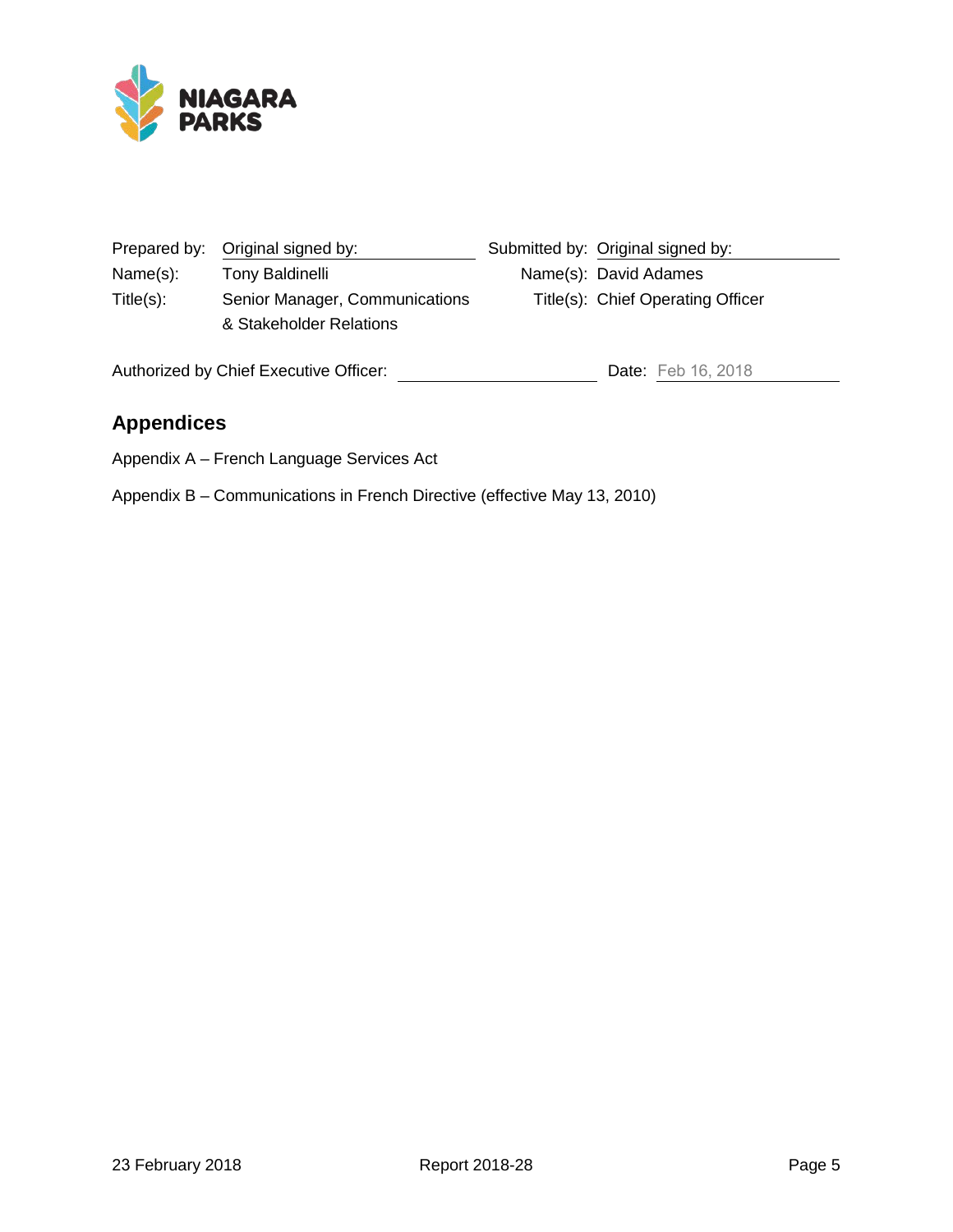| Prepared by: | Original signed by: | Submitted by: | Original signed by: |
| --- | --- | --- | --- |
| Name(s): | Tony Baldinelli | Name(s): | David Adames |
| Title(s): | Senior Manager, Communications & Stakeholder Relations | Title(s): | Chief Operating Officer |

Authorized by Chief Executive Officer: ____________________ Date: Feb 16, 2018

## Appendices

Appendix A – French Language Services Act

Appendix B – Communications in French Directive (effective May 13, 2010)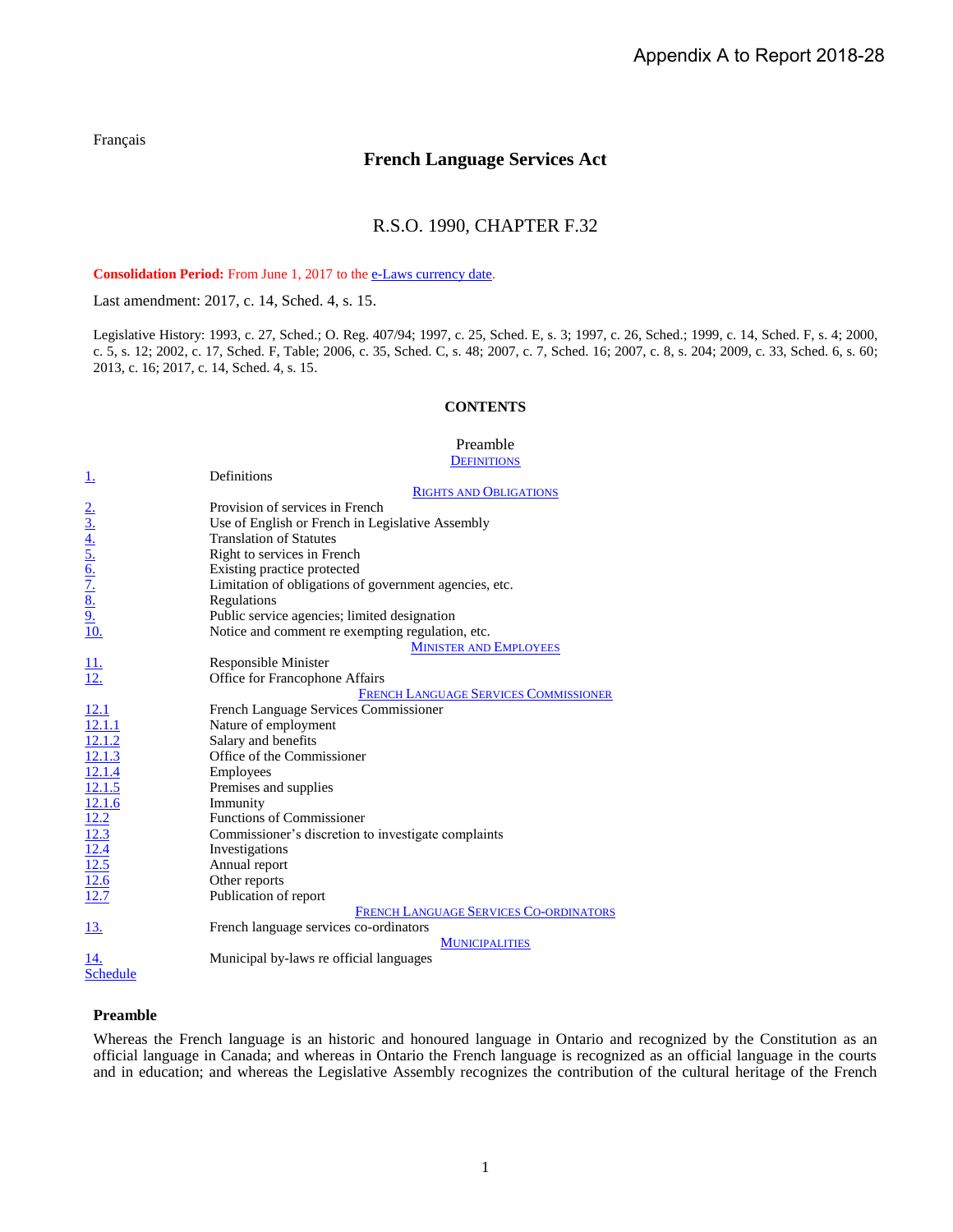Appendix A to Report 2018-28

Français

# French Language Services Act

## R.S.O. 1990, CHAPTER F.32

**Consolidation Period:** From June 1, 2017 to the e-Laws currency date.

Last amendment: 2017, c. 14, Sched. 4, s. 15.

Legislative History: 1993, c. 27, Sched.; O. Reg. 407/94; 1997, c. 25, Sched. E, s. 3; 1997, c. 26, Sched.; 1999, c. 14, Sched. F, s. 4; 2000, c. 5, s. 12; 2002, c. 17, Sched. F, Table; 2006, c. 35, Sched. C, s. 48; 2007, c. 7, Sched. 16; 2007, c. 8, s. 204; 2009, c. 33, Sched. 6, s. 60; 2013, c. 16; 2017, c. 14, Sched. 4, s. 15.

**CONTENTS**

| | |
|---|---|
| | Preamble |
| | DEFINITIONS |
| 1. | Definitions |
| | RIGHTS AND OBLIGATIONS |
| 2. | Provision of services in French |
| 3. | Use of English or French in Legislative Assembly |
| 4. | Translation of Statutes |
| 5. | Right to services in French |
| 6. | Existing practice protected |
| 7. | Limitation of obligations of government agencies, etc. |
| 8. | Regulations |
| 9. | Public service agencies; limited designation |
| 10. | Notice and comment re exempting regulation, etc. |
| | MINISTER AND EMPLOYEES |
| 11. | Responsible Minister |
| 12. | Office for Francophone Affairs |
| | FRENCH LANGUAGE SERVICES COMMISSIONER |
| 12.1 | French Language Services Commissioner |
| 12.1.1 | Nature of employment |
| 12.1.2 | Salary and benefits |
| 12.1.3 | Office of the Commissioner |
| 12.1.4 | Employees |
| 12.1.5 | Premises and supplies |
| 12.1.6 | Immunity |
| 12.2 | Functions of Commissioner |
| 12.3 | Commissioner's discretion to investigate complaints |
| 12.4 | Investigations |
| 12.5 | Annual report |
| 12.6 | Other reports |
| 12.7 | Publication of report |
| | FRENCH LANGUAGE SERVICES CO-ORDINATORS |
| 13. | French language services co-ordinators |
| | MUNICIPALITIES |
| 14. | Municipal by-laws re official languages |
| Schedule | |

### Preamble

Whereas the French language is an historic and honoured language in Ontario and recognized by the Constitution as an official language in Canada; and whereas in Ontario the French language is recognized as an official language in the courts and in education; and whereas the Legislative Assembly recognizes the contribution of the cultural heritage of the French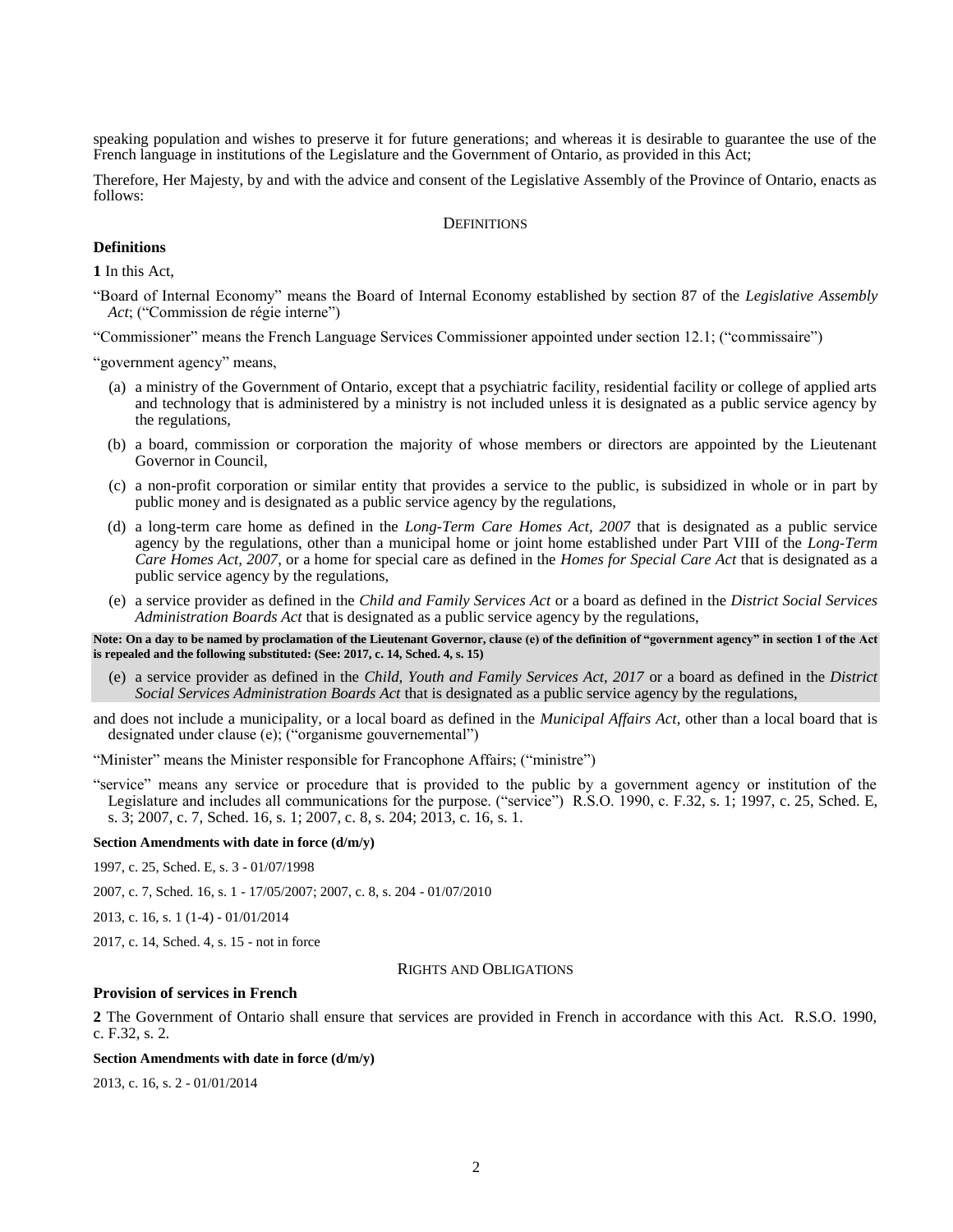speaking population and wishes to preserve it for future generations; and whereas it is desirable to guarantee the use of the French language in institutions of the Legislature and the Government of Ontario, as provided in this Act;

Therefore, Her Majesty, by and with the advice and consent of the Legislative Assembly of the Province of Ontario, enacts as follows:

## DEFINITIONS

### Definitions

**1** In this Act,

"Board of Internal Economy" means the Board of Internal Economy established by section 87 of the *Legislative Assembly Act*; ("Commission de régie interne")

"Commissioner" means the French Language Services Commissioner appointed under section 12.1; ("commissaire")

"government agency" means,

(a) a ministry of the Government of Ontario, except that a psychiatric facility, residential facility or college of applied arts and technology that is administered by a ministry is not included unless it is designated as a public service agency by the regulations,

(b) a board, commission or corporation the majority of whose members or directors are appointed by the Lieutenant Governor in Council,

(c) a non-profit corporation or similar entity that provides a service to the public, is subsidized in whole or in part by public money and is designated as a public service agency by the regulations,

(d) a long-term care home as defined in the *Long-Term Care Homes Act, 2007* that is designated as a public service agency by the regulations, other than a municipal home or joint home established under Part VIII of the *Long-Term Care Homes Act, 2007*, or a home for special care as defined in the *Homes for Special Care Act* that is designated as a public service agency by the regulations,

(e) a service provider as defined in the *Child and Family Services Act* or a board as defined in the *District Social Services Administration Boards Act* that is designated as a public service agency by the regulations,

**Note: On a day to be named by proclamation of the Lieutenant Governor, clause (e) of the definition of "government agency" in section 1 of the Act is repealed and the following substituted: (See: 2017, c. 14, Sched. 4, s. 15)**

(e) a service provider as defined in the *Child, Youth and Family Services Act, 2017* or a board as defined in the *District Social Services Administration Boards Act* that is designated as a public service agency by the regulations,

and does not include a municipality, or a local board as defined in the *Municipal Affairs Act*, other than a local board that is designated under clause (e); ("organisme gouvernemental")

"Minister" means the Minister responsible for Francophone Affairs; ("ministre")

"service" means any service or procedure that is provided to the public by a government agency or institution of the Legislature and includes all communications for the purpose. ("service") R.S.O. 1990, c. F.32, s. 1; 1997, c. 25, Sched. E, s. 3; 2007, c. 7, Sched. 16, s. 1; 2007, c. 8, s. 204; 2013, c. 16, s. 1.

**Section Amendments with date in force (d/m/y)**

1997, c. 25, Sched. E, s. 3 - 01/07/1998

2007, c. 7, Sched. 16, s. 1 - 17/05/2007; 2007, c. 8, s. 204 - 01/07/2010

2013, c. 16, s. 1 (1-4) - 01/01/2014

2017, c. 14, Sched. 4, s. 15 - not in force

## RIGHTS AND OBLIGATIONS

### Provision of services in French

**2** The Government of Ontario shall ensure that services are provided in French in accordance with this Act. R.S.O. 1990, c. F.32, s. 2.

**Section Amendments with date in force (d/m/y)**

2013, c. 16, s. 2 - 01/01/2014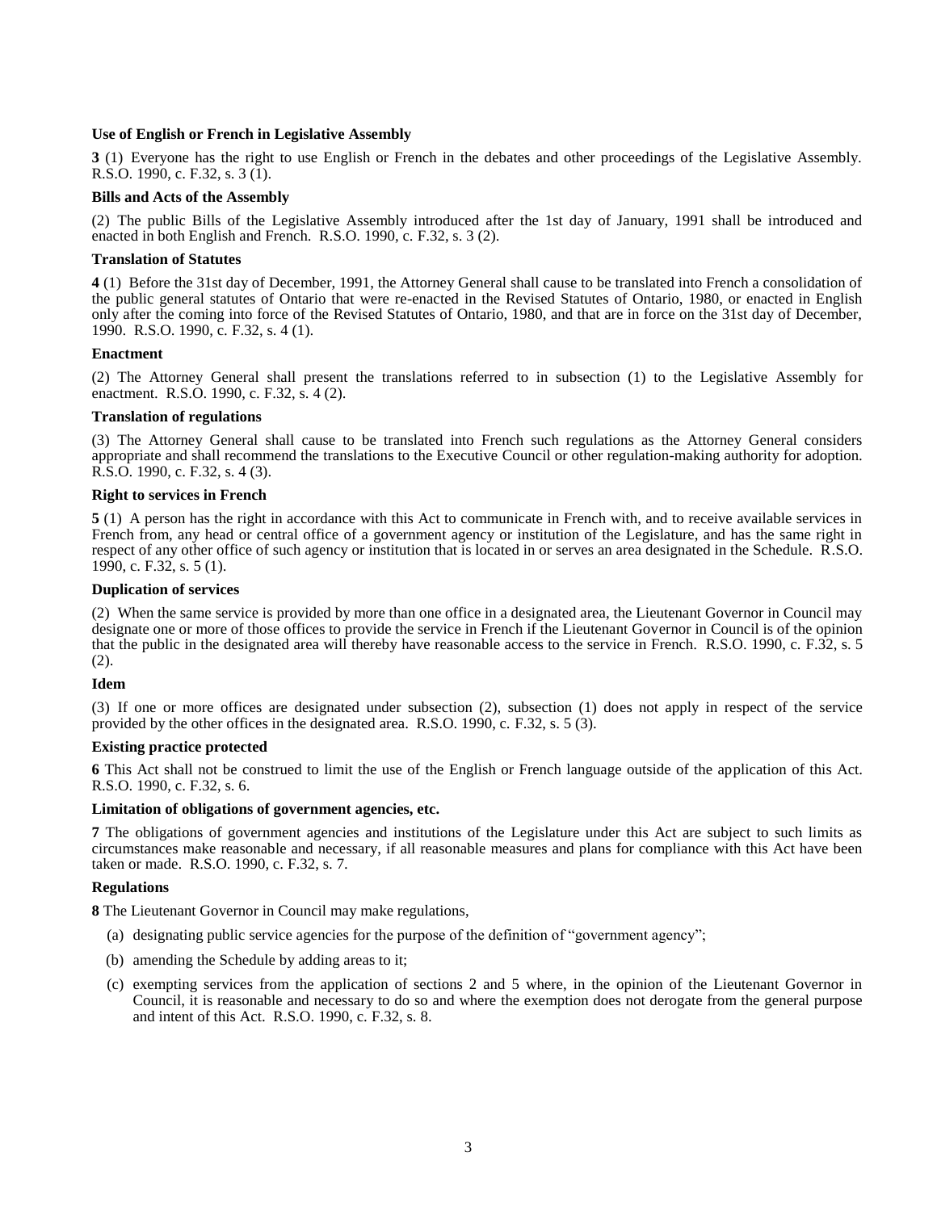**Use of English or French in Legislative Assembly**

**3** (1) Everyone has the right to use English or French in the debates and other proceedings of the Legislative Assembly. R.S.O. 1990, c. F.32, s. 3 (1).

**Bills and Acts of the Assembly**

(2) The public Bills of the Legislative Assembly introduced after the 1st day of January, 1991 shall be introduced and enacted in both English and French. R.S.O. 1990, c. F.32, s. 3 (2).

**Translation of Statutes**

**4** (1) Before the 31st day of December, 1991, the Attorney General shall cause to be translated into French a consolidation of the public general statutes of Ontario that were re-enacted in the Revised Statutes of Ontario, 1980, or enacted in English only after the coming into force of the Revised Statutes of Ontario, 1980, and that are in force on the 31st day of December, 1990. R.S.O. 1990, c. F.32, s. 4 (1).

**Enactment**

(2) The Attorney General shall present the translations referred to in subsection (1) to the Legislative Assembly for enactment. R.S.O. 1990, c. F.32, s. 4 (2).

**Translation of regulations**

(3) The Attorney General shall cause to be translated into French such regulations as the Attorney General considers appropriate and shall recommend the translations to the Executive Council or other regulation-making authority for adoption. R.S.O. 1990, c. F.32, s. 4 (3).

**Right to services in French**

**5** (1) A person has the right in accordance with this Act to communicate in French with, and to receive available services in French from, any head or central office of a government agency or institution of the Legislature, and has the same right in respect of any other office of such agency or institution that is located in or serves an area designated in the Schedule. R.S.O. 1990, c. F.32, s. 5 (1).

**Duplication of services**

(2) When the same service is provided by more than one office in a designated area, the Lieutenant Governor in Council may designate one or more of those offices to provide the service in French if the Lieutenant Governor in Council is of the opinion that the public in the designated area will thereby have reasonable access to the service in French. R.S.O. 1990, c. F.32, s. 5 (2).

**Idem**

(3) If one or more offices are designated under subsection (2), subsection (1) does not apply in respect of the service provided by the other offices in the designated area. R.S.O. 1990, c. F.32, s. 5 (3).

**Existing practice protected**

**6** This Act shall not be construed to limit the use of the English or French language outside of the application of this Act. R.S.O. 1990, c. F.32, s. 6.

**Limitation of obligations of government agencies, etc.**

**7** The obligations of government agencies and institutions of the Legislature under this Act are subject to such limits as circumstances make reasonable and necessary, if all reasonable measures and plans for compliance with this Act have been taken or made. R.S.O. 1990, c. F.32, s. 7.

**Regulations**

**8** The Lieutenant Governor in Council may make regulations,

(a) designating public service agencies for the purpose of the definition of "government agency";

(b) amending the Schedule by adding areas to it;

(c) exempting services from the application of sections 2 and 5 where, in the opinion of the Lieutenant Governor in Council, it is reasonable and necessary to do so and where the exemption does not derogate from the general purpose and intent of this Act. R.S.O. 1990, c. F.32, s. 8.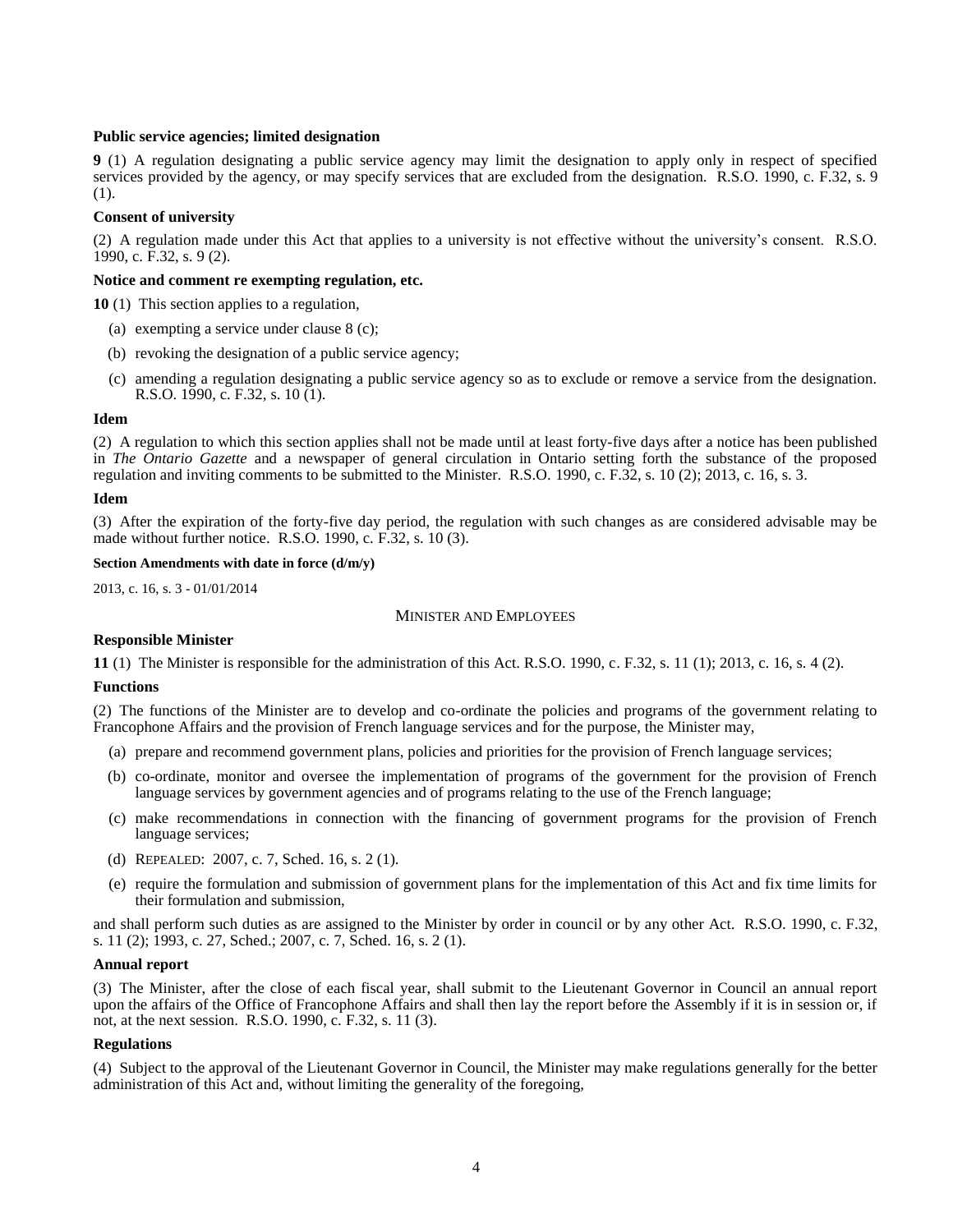**Public service agencies; limited designation**

**9** (1) A regulation designating a public service agency may limit the designation to apply only in respect of specified services provided by the agency, or may specify services that are excluded from the designation. R.S.O. 1990, c. F.32, s. 9 (1).

**Consent of university**

(2) A regulation made under this Act that applies to a university is not effective without the university's consent. R.S.O. 1990, c. F.32, s. 9 (2).

**Notice and comment re exempting regulation, etc.**

**10** (1) This section applies to a regulation,

(a) exempting a service under clause 8 (c);

(b) revoking the designation of a public service agency;

(c) amending a regulation designating a public service agency so as to exclude or remove a service from the designation. R.S.O. 1990, c. F.32, s. 10 (1).

**Idem**

(2) A regulation to which this section applies shall not be made until at least forty-five days after a notice has been published in *The Ontario Gazette* and a newspaper of general circulation in Ontario setting forth the substance of the proposed regulation and inviting comments to be submitted to the Minister. R.S.O. 1990, c. F.32, s. 10 (2); 2013, c. 16, s. 3.

**Idem**

(3) After the expiration of the forty-five day period, the regulation with such changes as are considered advisable may be made without further notice. R.S.O. 1990, c. F.32, s. 10 (3).

**Section Amendments with date in force (d/m/y)**

2013, c. 16, s. 3 - 01/01/2014

MINISTER AND EMPLOYEES

**Responsible Minister**

**11** (1) The Minister is responsible for the administration of this Act. R.S.O. 1990, c. F.32, s. 11 (1); 2013, c. 16, s. 4 (2).

**Functions**

(2) The functions of the Minister are to develop and co-ordinate the policies and programs of the government relating to Francophone Affairs and the provision of French language services and for the purpose, the Minister may,

(a) prepare and recommend government plans, policies and priorities for the provision of French language services;

(b) co-ordinate, monitor and oversee the implementation of programs of the government for the provision of French language services by government agencies and of programs relating to the use of the French language;

(c) make recommendations in connection with the financing of government programs for the provision of French language services;

(d) REPEALED: 2007, c. 7, Sched. 16, s. 2 (1).

(e) require the formulation and submission of government plans for the implementation of this Act and fix time limits for their formulation and submission,

and shall perform such duties as are assigned to the Minister by order in council or by any other Act. R.S.O. 1990, c. F.32, s. 11 (2); 1993, c. 27, Sched.; 2007, c. 7, Sched. 16, s. 2 (1).

**Annual report**

(3) The Minister, after the close of each fiscal year, shall submit to the Lieutenant Governor in Council an annual report upon the affairs of the Office of Francophone Affairs and shall then lay the report before the Assembly if it is in session or, if not, at the next session. R.S.O. 1990, c. F.32, s. 11 (3).

**Regulations**

(4) Subject to the approval of the Lieutenant Governor in Council, the Minister may make regulations generally for the better administration of this Act and, without limiting the generality of the foregoing,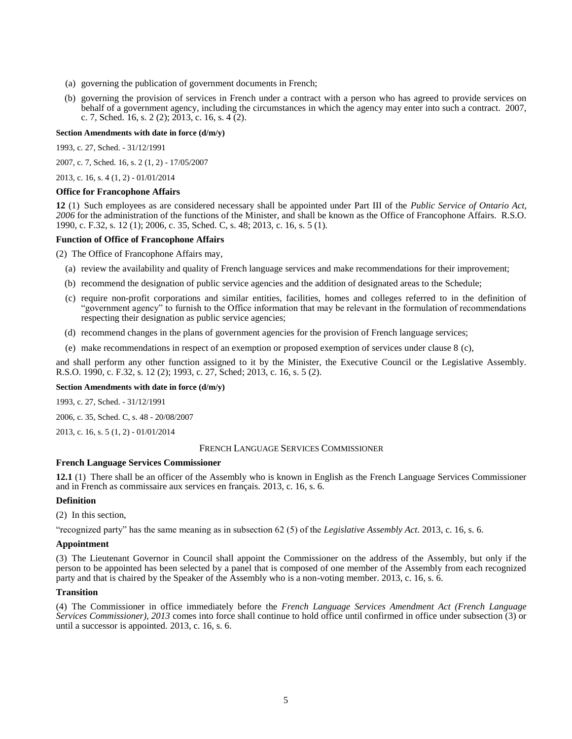(a) governing the publication of government documents in French;

(b) governing the provision of services in French under a contract with a person who has agreed to provide services on behalf of a government agency, including the circumstances in which the agency may enter into such a contract. 2007, c. 7, Sched. 16, s. 2 (2); 2013, c. 16, s. 4 (2).

**Section Amendments with date in force (d/m/y)**

1993, c. 27, Sched. - 31/12/1991

2007, c. 7, Sched. 16, s. 2 (1, 2) - 17/05/2007

2013, c. 16, s. 4 (1, 2) - 01/01/2014

**Office for Francophone Affairs**

**12** (1) Such employees as are considered necessary shall be appointed under Part III of the *Public Service of Ontario Act, 2006* for the administration of the functions of the Minister, and shall be known as the Office of Francophone Affairs. R.S.O. 1990, c. F.32, s. 12 (1); 2006, c. 35, Sched. C, s. 48; 2013, c. 16, s. 5 (1).

**Function of Office of Francophone Affairs**

(2) The Office of Francophone Affairs may,

(a) review the availability and quality of French language services and make recommendations for their improvement;

(b) recommend the designation of public service agencies and the addition of designated areas to the Schedule;

(c) require non-profit corporations and similar entities, facilities, homes and colleges referred to in the definition of "government agency" to furnish to the Office information that may be relevant in the formulation of recommendations respecting their designation as public service agencies;

(d) recommend changes in the plans of government agencies for the provision of French language services;

(e) make recommendations in respect of an exemption or proposed exemption of services under clause 8 (c),

and shall perform any other function assigned to it by the Minister, the Executive Council or the Legislative Assembly. R.S.O. 1990, c. F.32, s. 12 (2); 1993, c. 27, Sched; 2013, c. 16, s. 5 (2).

**Section Amendments with date in force (d/m/y)**

1993, c. 27, Sched. - 31/12/1991

2006, c. 35, Sched. C, s. 48 - 20/08/2007

2013, c. 16, s. 5 (1, 2) - 01/01/2014

FRENCH LANGUAGE SERVICES COMMISSIONER

**French Language Services Commissioner**

**12.1** (1) There shall be an officer of the Assembly who is known in English as the French Language Services Commissioner and in French as commissaire aux services en français. 2013, c. 16, s. 6.

**Definition**

(2) In this section,

"recognized party" has the same meaning as in subsection 62 (5) of the *Legislative Assembly Act*. 2013, c. 16, s. 6.

**Appointment**

(3) The Lieutenant Governor in Council shall appoint the Commissioner on the address of the Assembly, but only if the person to be appointed has been selected by a panel that is composed of one member of the Assembly from each recognized party and that is chaired by the Speaker of the Assembly who is a non-voting member. 2013, c. 16, s. 6.

**Transition**

(4) The Commissioner in office immediately before the *French Language Services Amendment Act (French Language Services Commissioner), 2013* comes into force shall continue to hold office until confirmed in office under subsection (3) or until a successor is appointed. 2013, c. 16, s. 6.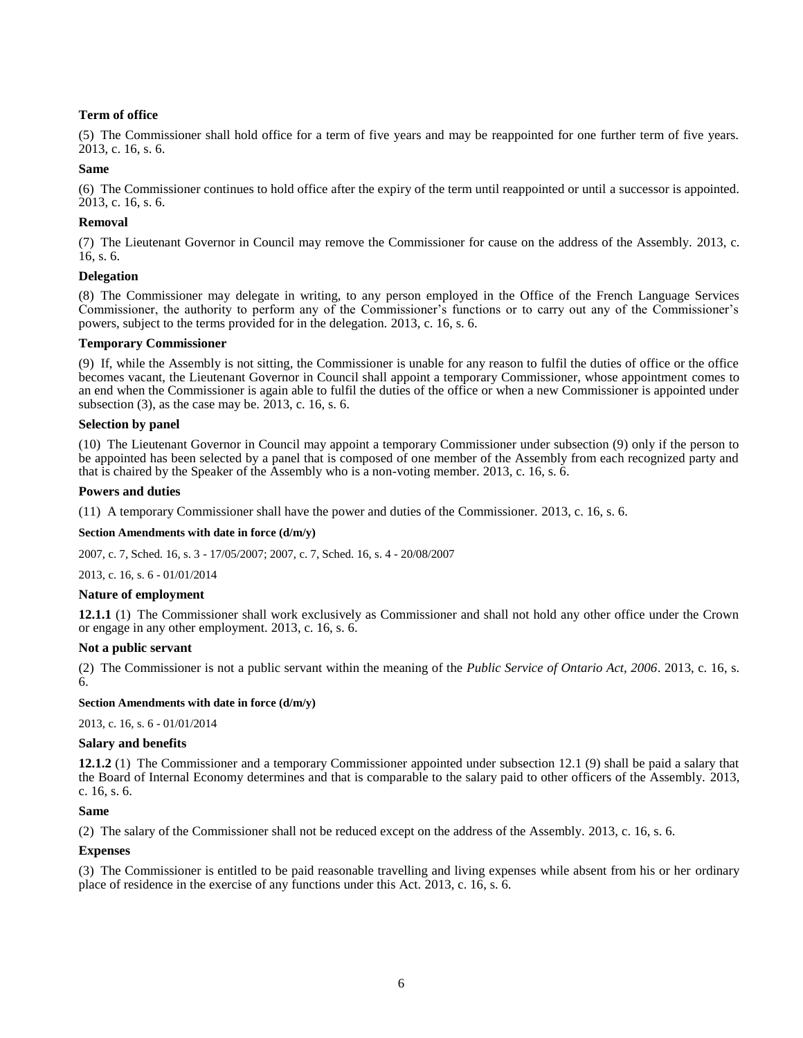**Term of office**

(5) The Commissioner shall hold office for a term of five years and may be reappointed for one further term of five years. 2013, c. 16, s. 6.

**Same**

(6) The Commissioner continues to hold office after the expiry of the term until reappointed or until a successor is appointed. 2013, c. 16, s. 6.

**Removal**

(7) The Lieutenant Governor in Council may remove the Commissioner for cause on the address of the Assembly. 2013, c. 16, s. 6.

**Delegation**

(8) The Commissioner may delegate in writing, to any person employed in the Office of the French Language Services Commissioner, the authority to perform any of the Commissioner's functions or to carry out any of the Commissioner's powers, subject to the terms provided for in the delegation. 2013, c. 16, s. 6.

**Temporary Commissioner**

(9) If, while the Assembly is not sitting, the Commissioner is unable for any reason to fulfil the duties of office or the office becomes vacant, the Lieutenant Governor in Council shall appoint a temporary Commissioner, whose appointment comes to an end when the Commissioner is again able to fulfil the duties of the office or when a new Commissioner is appointed under subsection (3), as the case may be. 2013, c. 16, s. 6.

**Selection by panel**

(10) The Lieutenant Governor in Council may appoint a temporary Commissioner under subsection (9) only if the person to be appointed has been selected by a panel that is composed of one member of the Assembly from each recognized party and that is chaired by the Speaker of the Assembly who is a non-voting member. 2013, c. 16, s. 6.

**Powers and duties**

(11) A temporary Commissioner shall have the power and duties of the Commissioner. 2013, c. 16, s. 6.

**Section Amendments with date in force (d/m/y)**

2007, c. 7, Sched. 16, s. 3 - 17/05/2007; 2007, c. 7, Sched. 16, s. 4 - 20/08/2007

2013, c. 16, s. 6 - 01/01/2014

**Nature of employment**

**12.1.1** (1) The Commissioner shall work exclusively as Commissioner and shall not hold any other office under the Crown or engage in any other employment. 2013, c. 16, s. 6.

**Not a public servant**

(2) The Commissioner is not a public servant within the meaning of the *Public Service of Ontario Act, 2006*. 2013, c. 16, s. 6.

**Section Amendments with date in force (d/m/y)**

2013, c. 16, s. 6 - 01/01/2014

**Salary and benefits**

**12.1.2** (1) The Commissioner and a temporary Commissioner appointed under subsection 12.1 (9) shall be paid a salary that the Board of Internal Economy determines and that is comparable to the salary paid to other officers of the Assembly. 2013, c. 16, s. 6.

**Same**

(2) The salary of the Commissioner shall not be reduced except on the address of the Assembly. 2013, c. 16, s. 6.

**Expenses**

(3) The Commissioner is entitled to be paid reasonable travelling and living expenses while absent from his or her ordinary place of residence in the exercise of any functions under this Act. 2013, c. 16, s. 6.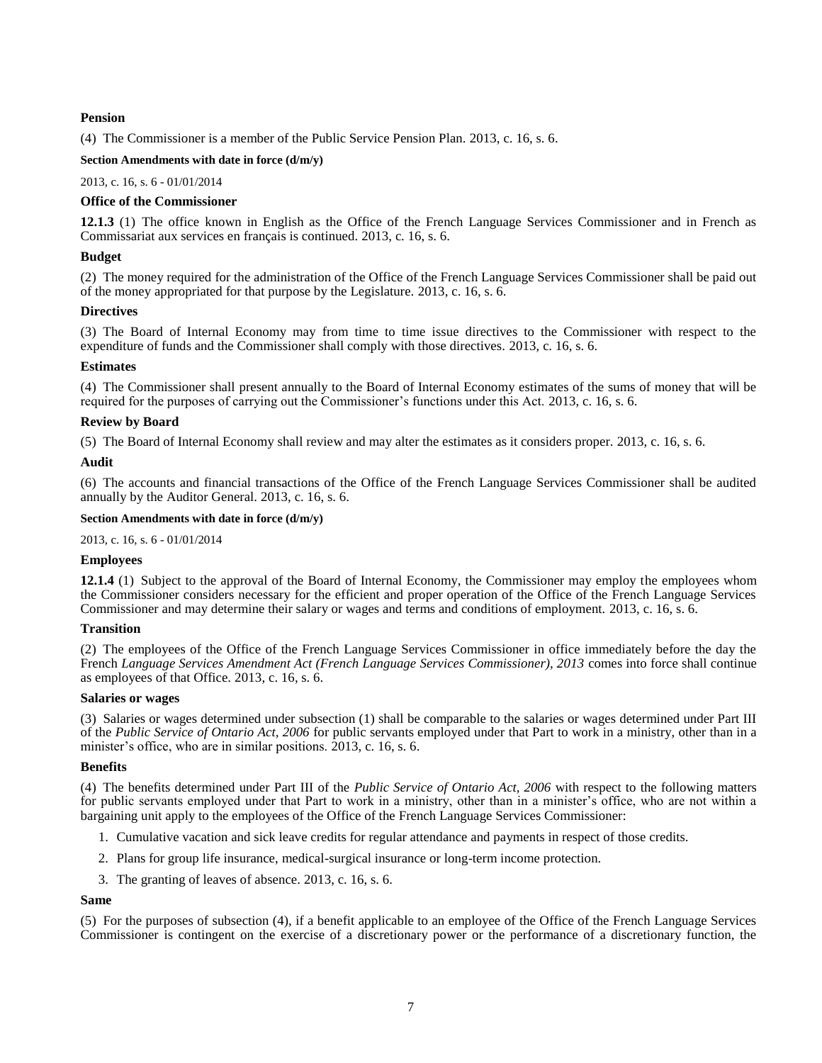**Pension**

(4) The Commissioner is a member of the Public Service Pension Plan. 2013, c. 16, s. 6.

**Section Amendments with date in force (d/m/y)**

2013, c. 16, s. 6 - 01/01/2014

**Office of the Commissioner**

**12.1.3** (1) The office known in English as the Office of the French Language Services Commissioner and in French as Commissariat aux services en français is continued. 2013, c. 16, s. 6.

**Budget**

(2) The money required for the administration of the Office of the French Language Services Commissioner shall be paid out of the money appropriated for that purpose by the Legislature. 2013, c. 16, s. 6.

**Directives**

(3) The Board of Internal Economy may from time to time issue directives to the Commissioner with respect to the expenditure of funds and the Commissioner shall comply with those directives. 2013, c. 16, s. 6.

**Estimates**

(4) The Commissioner shall present annually to the Board of Internal Economy estimates of the sums of money that will be required for the purposes of carrying out the Commissioner's functions under this Act. 2013, c. 16, s. 6.

**Review by Board**

(5) The Board of Internal Economy shall review and may alter the estimates as it considers proper. 2013, c. 16, s. 6.

**Audit**

(6) The accounts and financial transactions of the Office of the French Language Services Commissioner shall be audited annually by the Auditor General. 2013, c. 16, s. 6.

**Section Amendments with date in force (d/m/y)**

2013, c. 16, s. 6 - 01/01/2014

**Employees**

**12.1.4** (1) Subject to the approval of the Board of Internal Economy, the Commissioner may employ the employees whom the Commissioner considers necessary for the efficient and proper operation of the Office of the French Language Services Commissioner and may determine their salary or wages and terms and conditions of employment. 2013, c. 16, s. 6.

**Transition**

(2) The employees of the Office of the French Language Services Commissioner in office immediately before the day the French *Language Services Amendment Act (French Language Services Commissioner), 2013* comes into force shall continue as employees of that Office. 2013, c. 16, s. 6.

**Salaries or wages**

(3) Salaries or wages determined under subsection (1) shall be comparable to the salaries or wages determined under Part III of the *Public Service of Ontario Act, 2006* for public servants employed under that Part to work in a ministry, other than in a minister's office, who are in similar positions. 2013, c. 16, s. 6.

**Benefits**

(4) The benefits determined under Part III of the *Public Service of Ontario Act, 2006* with respect to the following matters for public servants employed under that Part to work in a ministry, other than in a minister's office, who are not within a bargaining unit apply to the employees of the Office of the French Language Services Commissioner:

1. Cumulative vacation and sick leave credits for regular attendance and payments in respect of those credits.
2. Plans for group life insurance, medical-surgical insurance or long-term income protection.
3. The granting of leaves of absence. 2013, c. 16, s. 6.

**Same**

(5) For the purposes of subsection (4), if a benefit applicable to an employee of the Office of the French Language Services Commissioner is contingent on the exercise of a discretionary power or the performance of a discretionary function, the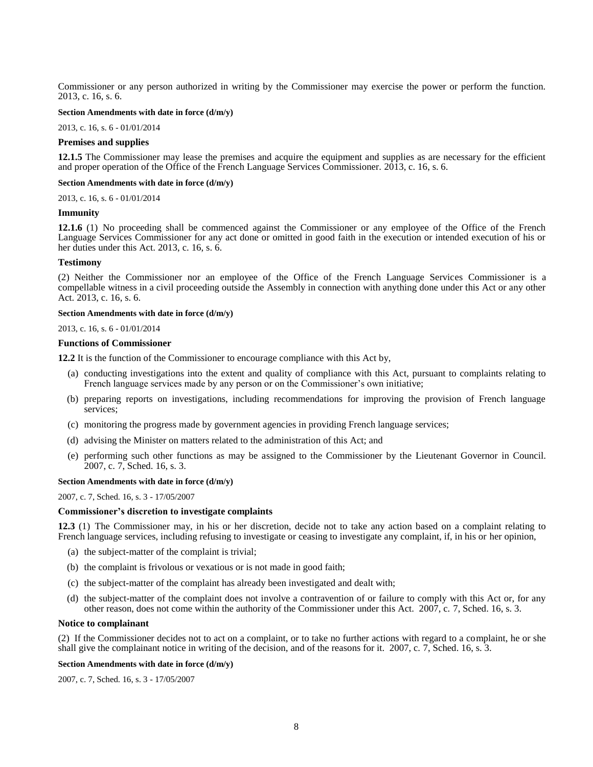Commissioner or any person authorized in writing by the Commissioner may exercise the power or perform the function. 2013, c. 16, s. 6.

**Section Amendments with date in force (d/m/y)**

2013, c. 16, s. 6 - 01/01/2014

**Premises and supplies**

**12.1.5** The Commissioner may lease the premises and acquire the equipment and supplies as are necessary for the efficient and proper operation of the Office of the French Language Services Commissioner. 2013, c. 16, s. 6.

**Section Amendments with date in force (d/m/y)**

2013, c. 16, s. 6 - 01/01/2014

**Immunity**

**12.1.6** (1) No proceeding shall be commenced against the Commissioner or any employee of the Office of the French Language Services Commissioner for any act done or omitted in good faith in the execution or intended execution of his or her duties under this Act. 2013, c. 16, s. 6.

**Testimony**

(2) Neither the Commissioner nor an employee of the Office of the French Language Services Commissioner is a compellable witness in a civil proceeding outside the Assembly in connection with anything done under this Act or any other Act. 2013, c. 16, s. 6.

**Section Amendments with date in force (d/m/y)**

2013, c. 16, s. 6 - 01/01/2014

**Functions of Commissioner**

**12.2** It is the function of the Commissioner to encourage compliance with this Act by,

(a) conducting investigations into the extent and quality of compliance with this Act, pursuant to complaints relating to French language services made by any person or on the Commissioner's own initiative;

(b) preparing reports on investigations, including recommendations for improving the provision of French language services;

(c) monitoring the progress made by government agencies in providing French language services;

(d) advising the Minister on matters related to the administration of this Act; and

(e) performing such other functions as may be assigned to the Commissioner by the Lieutenant Governor in Council. 2007, c. 7, Sched. 16, s. 3.

**Section Amendments with date in force (d/m/y)**

2007, c. 7, Sched. 16, s. 3 - 17/05/2007

**Commissioner's discretion to investigate complaints**

**12.3** (1) The Commissioner may, in his or her discretion, decide not to take any action based on a complaint relating to French language services, including refusing to investigate or ceasing to investigate any complaint, if, in his or her opinion,

(a) the subject-matter of the complaint is trivial;

(b) the complaint is frivolous or vexatious or is not made in good faith;

(c) the subject-matter of the complaint has already been investigated and dealt with;

(d) the subject-matter of the complaint does not involve a contravention of or failure to comply with this Act or, for any other reason, does not come within the authority of the Commissioner under this Act. 2007, c. 7, Sched. 16, s. 3.

**Notice to complainant**

(2) If the Commissioner decides not to act on a complaint, or to take no further actions with regard to a complaint, he or she shall give the complainant notice in writing of the decision, and of the reasons for it. 2007, c. 7, Sched. 16, s. 3.

**Section Amendments with date in force (d/m/y)**

2007, c. 7, Sched. 16, s. 3 - 17/05/2007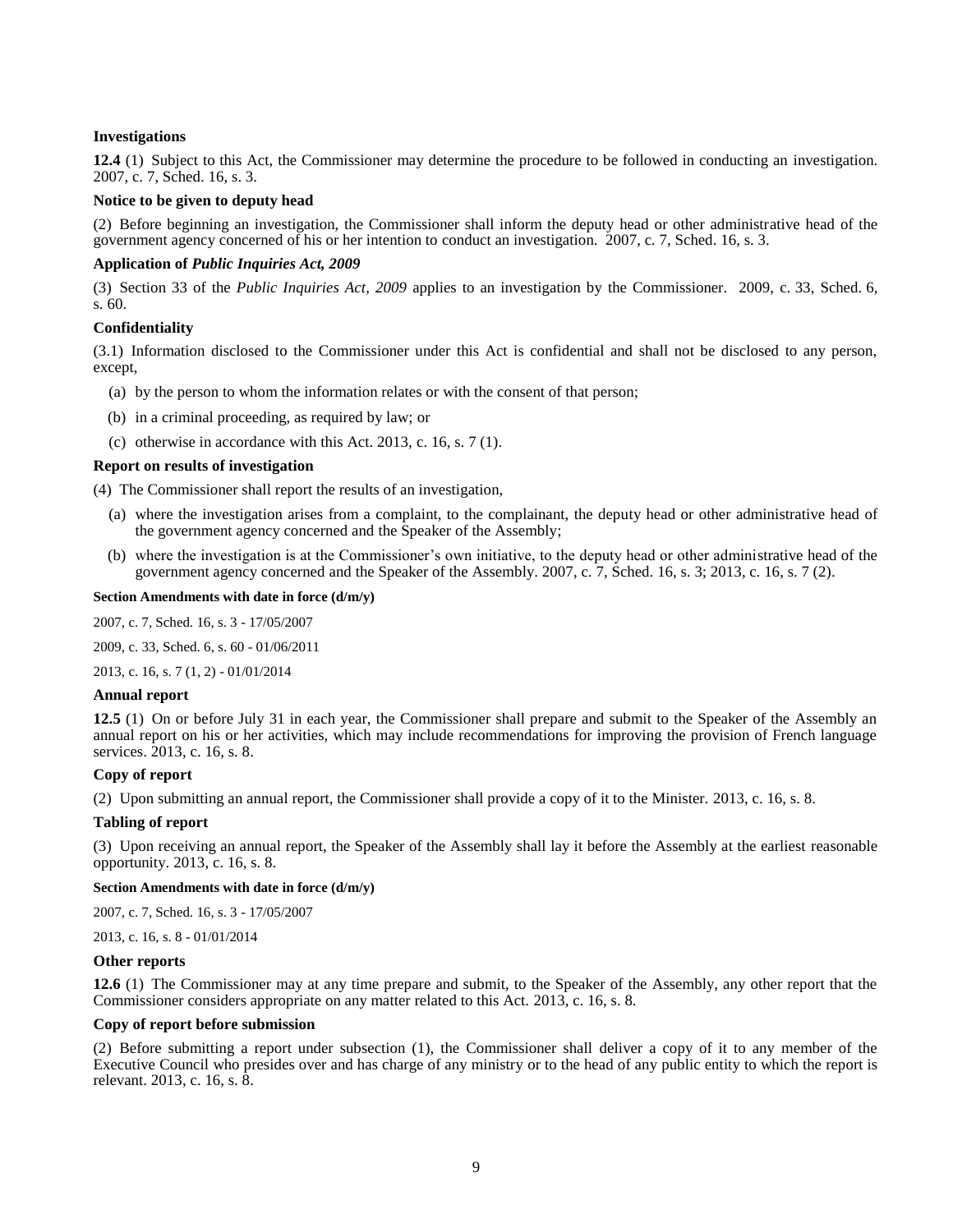**Investigations**

**12.4** (1) Subject to this Act, the Commissioner may determine the procedure to be followed in conducting an investigation. 2007, c. 7, Sched. 16, s. 3.

**Notice to be given to deputy head**

(2) Before beginning an investigation, the Commissioner shall inform the deputy head or other administrative head of the government agency concerned of his or her intention to conduct an investigation. 2007, c. 7, Sched. 16, s. 3.

**Application of *Public Inquiries Act, 2009***

(3) Section 33 of the *Public Inquiries Act, 2009* applies to an investigation by the Commissioner. 2009, c. 33, Sched. 6, s. 60.

**Confidentiality**

(3.1) Information disclosed to the Commissioner under this Act is confidential and shall not be disclosed to any person, except,

(a) by the person to whom the information relates or with the consent of that person;

(b) in a criminal proceeding, as required by law; or

(c) otherwise in accordance with this Act. 2013, c. 16, s. 7 (1).

**Report on results of investigation**

(4) The Commissioner shall report the results of an investigation,

(a) where the investigation arises from a complaint, to the complainant, the deputy head or other administrative head of the government agency concerned and the Speaker of the Assembly;

(b) where the investigation is at the Commissioner's own initiative, to the deputy head or other administrative head of the government agency concerned and the Speaker of the Assembly. 2007, c. 7, Sched. 16, s. 3; 2013, c. 16, s. 7 (2).

**Section Amendments with date in force (d/m/y)**

2007, c. 7, Sched. 16, s. 3 - 17/05/2007

2009, c. 33, Sched. 6, s. 60 - 01/06/2011

2013, c. 16, s. 7 (1, 2) - 01/01/2014

**Annual report**

**12.5** (1) On or before July 31 in each year, the Commissioner shall prepare and submit to the Speaker of the Assembly an annual report on his or her activities, which may include recommendations for improving the provision of French language services. 2013, c. 16, s. 8.

**Copy of report**

(2) Upon submitting an annual report, the Commissioner shall provide a copy of it to the Minister. 2013, c. 16, s. 8.

**Tabling of report**

(3) Upon receiving an annual report, the Speaker of the Assembly shall lay it before the Assembly at the earliest reasonable opportunity. 2013, c. 16, s. 8.

**Section Amendments with date in force (d/m/y)**

2007, c. 7, Sched. 16, s. 3 - 17/05/2007

2013, c. 16, s. 8 - 01/01/2014

**Other reports**

**12.6** (1) The Commissioner may at any time prepare and submit, to the Speaker of the Assembly, any other report that the Commissioner considers appropriate on any matter related to this Act. 2013, c. 16, s. 8.

**Copy of report before submission**

(2) Before submitting a report under subsection (1), the Commissioner shall deliver a copy of it to any member of the Executive Council who presides over and has charge of any ministry or to the head of any public entity to which the report is relevant. 2013, c. 16, s. 8.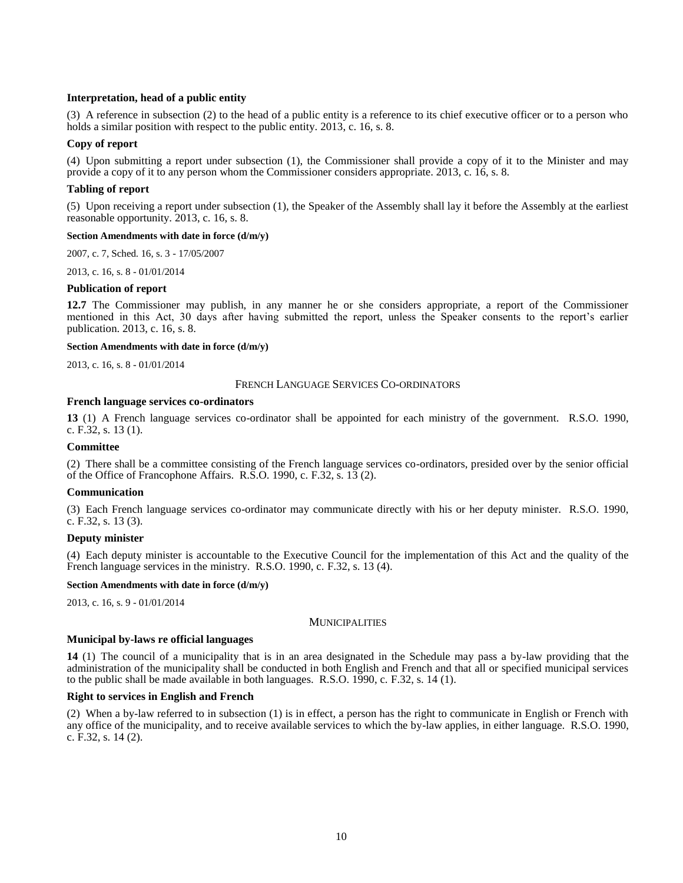**Interpretation, head of a public entity**

(3) A reference in subsection (2) to the head of a public entity is a reference to its chief executive officer or to a person who holds a similar position with respect to the public entity. 2013, c. 16, s. 8.

**Copy of report**

(4) Upon submitting a report under subsection (1), the Commissioner shall provide a copy of it to the Minister and may provide a copy of it to any person whom the Commissioner considers appropriate. 2013, c. 16, s. 8.

**Tabling of report**

(5) Upon receiving a report under subsection (1), the Speaker of the Assembly shall lay it before the Assembly at the earliest reasonable opportunity. 2013, c. 16, s. 8.

**Section Amendments with date in force (d/m/y)**

2007, c. 7, Sched. 16, s. 3 - 17/05/2007

2013, c. 16, s. 8 - 01/01/2014

**Publication of report**

**12.7** The Commissioner may publish, in any manner he or she considers appropriate, a report of the Commissioner mentioned in this Act, 30 days after having submitted the report, unless the Speaker consents to the report's earlier publication. 2013, c. 16, s. 8.

**Section Amendments with date in force (d/m/y)**

2013, c. 16, s. 8 - 01/01/2014

FRENCH LANGUAGE SERVICES CO-ORDINATORS

**French language services co-ordinators**

**13** (1) A French language services co-ordinator shall be appointed for each ministry of the government. R.S.O. 1990, c. F.32, s. 13 (1).

**Committee**

(2) There shall be a committee consisting of the French language services co-ordinators, presided over by the senior official of the Office of Francophone Affairs. R.S.O. 1990, c. F.32, s. 13 (2).

**Communication**

(3) Each French language services co-ordinator may communicate directly with his or her deputy minister. R.S.O. 1990, c. F.32, s. 13 (3).

**Deputy minister**

(4) Each deputy minister is accountable to the Executive Council for the implementation of this Act and the quality of the French language services in the ministry. R.S.O. 1990, c. F.32, s. 13 (4).

**Section Amendments with date in force (d/m/y)**

2013, c. 16, s. 9 - 01/01/2014

MUNICIPALITIES

**Municipal by-laws re official languages**

**14** (1) The council of a municipality that is in an area designated in the Schedule may pass a by-law providing that the administration of the municipality shall be conducted in both English and French and that all or specified municipal services to the public shall be made available in both languages. R.S.O. 1990, c. F.32, s. 14 (1).

**Right to services in English and French**

(2) When a by-law referred to in subsection (1) is in effect, a person has the right to communicate in English or French with any office of the municipality, and to receive available services to which the by-law applies, in either language. R.S.O. 1990, c. F.32, s. 14 (2).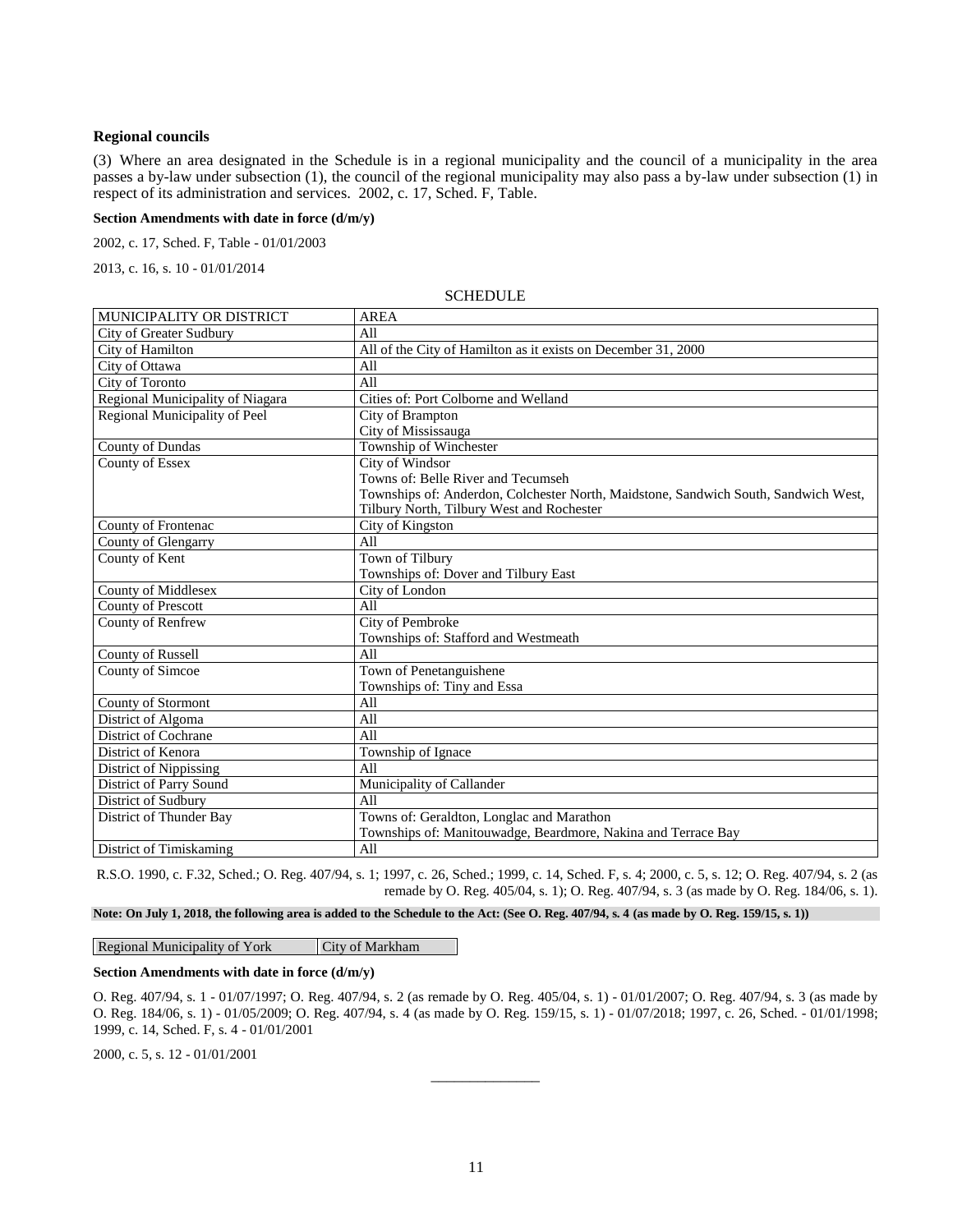### Regional councils

(3) Where an area designated in the Schedule is in a regional municipality and the council of a municipality in the area passes a by-law under subsection (1), the council of the regional municipality may also pass a by-law under subsection (1) in respect of its administration and services. 2002, c. 17, Sched. F, Table.

**Section Amendments with date in force (d/m/y)**

2002, c. 17, Sched. F, Table - 01/01/2003

2013, c. 16, s. 10 - 01/01/2014

SCHEDULE

| MUNICIPALITY OR DISTRICT | AREA |
|---|---|
| City of Greater Sudbury | All |
| City of Hamilton | All of the City of Hamilton as it exists on December 31, 2000 |
| City of Ottawa | All |
| City of Toronto | All |
| Regional Municipality of Niagara | Cities of: Port Colborne and Welland |
| Regional Municipality of Peel | City of Brampton<br>City of Mississauga |
| County of Dundas | Township of Winchester |
| County of Essex | City of Windsor<br>Towns of: Belle River and Tecumseh<br>Townships of: Anderdon, Colchester North, Maidstone, Sandwich South, Sandwich West, Tilbury North, Tilbury West and Rochester |
| County of Frontenac | City of Kingston |
| County of Glengarry | All |
| County of Kent | Town of Tilbury<br>Townships of: Dover and Tilbury East |
| County of Middlesex | City of London |
| County of Prescott | All |
| County of Renfrew | City of Pembroke<br>Townships of: Stafford and Westmeath |
| County of Russell | All |
| County of Simcoe | Town of Penetanguishene<br>Townships of: Tiny and Essa |
| County of Stormont | All |
| District of Algoma | All |
| District of Cochrane | All |
| District of Kenora | Township of Ignace |
| District of Nippissing | All |
| District of Parry Sound | Municipality of Callander |
| District of Sudbury | All |
| District of Thunder Bay | Towns of: Geraldton, Longlac and Marathon<br>Townships of: Manitouwadge, Beardmore, Nakina and Terrace Bay |
| District of Timiskaming | All |

R.S.O. 1990, c. F.32, Sched.; O. Reg. 407/94, s. 1; 1997, c. 26, Sched.; 1999, c. 14, Sched. F, s. 4; 2000, c. 5, s. 12; O. Reg. 407/94, s. 2 (as remade by O. Reg. 405/04, s. 1); O. Reg. 407/94, s. 3 (as made by O. Reg. 184/06, s. 1).

**Note: On July 1, 2018, the following area is added to the Schedule to the Act: (See O. Reg. 407/94, s. 4 (as made by O. Reg. 159/15, s. 1))**

| Regional Municipality of York | City of Markham |
|---|---|

**Section Amendments with date in force (d/m/y)**

O. Reg. 407/94, s. 1 - 01/07/1997; O. Reg. 407/94, s. 2 (as remade by O. Reg. 405/04, s. 1) - 01/01/2007; O. Reg. 407/94, s. 3 (as made by O. Reg. 184/06, s. 1) - 01/05/2009; O. Reg. 407/94, s. 4 (as made by O. Reg. 159/15, s. 1) - 01/07/2018; 1997, c. 26, Sched. - 01/01/1998; 1999, c. 14, Sched. F, s. 4 - 01/01/2001

2000, c. 5, s. 12 - 01/01/2001

______________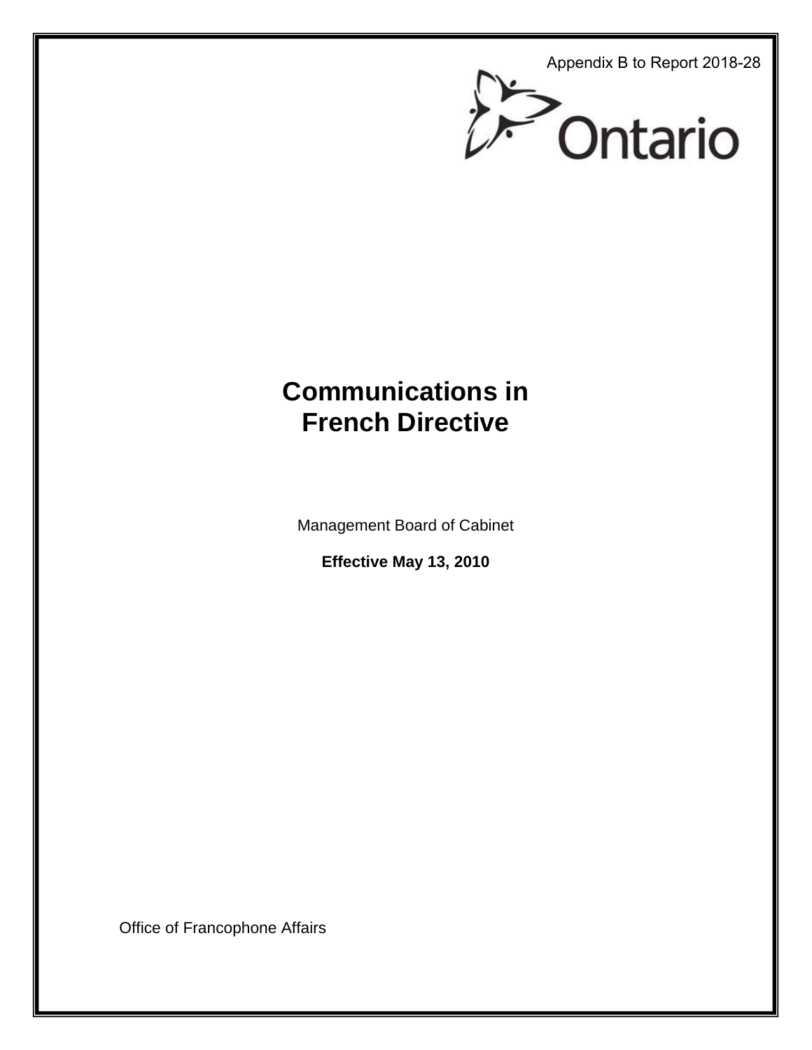Appendix B to Report 2018-28

Ontario

# Communications in French Directive

Management Board of Cabinet

**Effective May 13, 2010**

Office of Francophone Affairs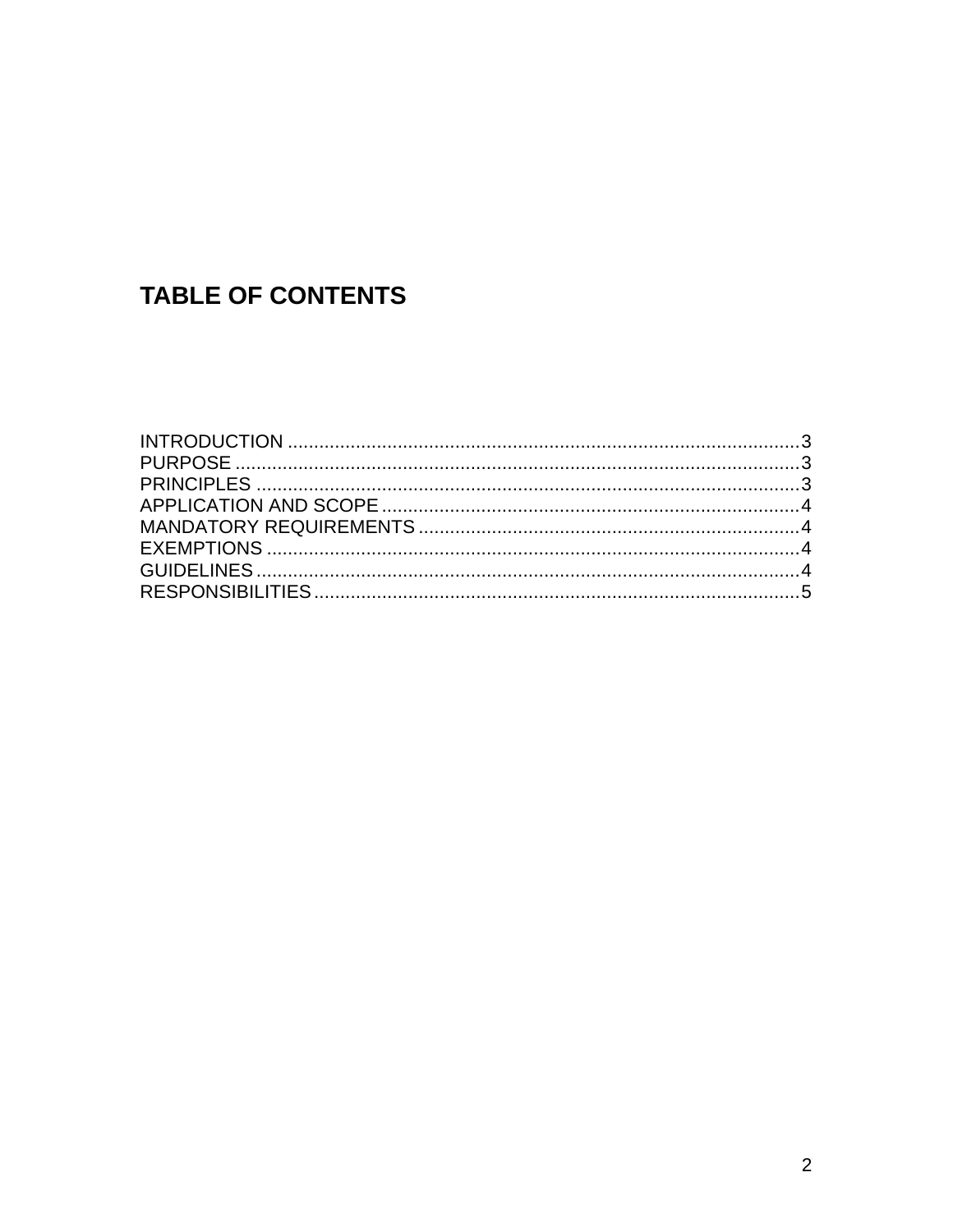## TABLE OF CONTENTS

INTRODUCTION ....................................................................................................3
PURPOSE ............................................................................................................3
PRINCIPLES ........................................................................................................3
APPLICATION AND SCOPE ................................................................................4
MANDATORY REQUIREMENTS .........................................................................4
EXEMPTIONS ......................................................................................................4
GUIDELINES ........................................................................................................4
RESPONSIBILITIES .............................................................................................5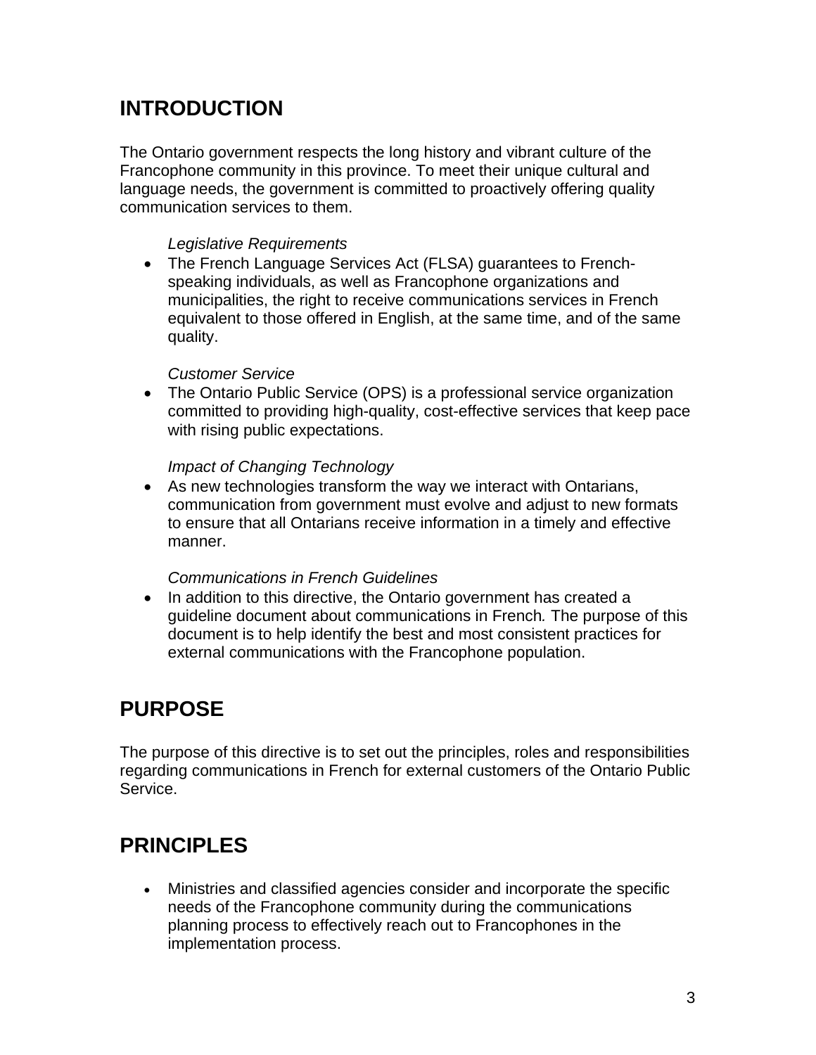## INTRODUCTION

The Ontario government respects the long history and vibrant culture of the Francophone community in this province. To meet their unique cultural and language needs, the government is committed to proactively offering quality communication services to them.

*Legislative Requirements*

- The French Language Services Act (FLSA) guarantees to French-speaking individuals, as well as Francophone organizations and municipalities, the right to receive communications services in French equivalent to those offered in English, at the same time, and of the same quality.

*Customer Service*

- The Ontario Public Service (OPS) is a professional service organization committed to providing high-quality, cost-effective services that keep pace with rising public expectations.

*Impact of Changing Technology*

- As new technologies transform the way we interact with Ontarians, communication from government must evolve and adjust to new formats to ensure that all Ontarians receive information in a timely and effective manner.

*Communications in French Guidelines*

- In addition to this directive, the Ontario government has created a guideline document about communications in French. The purpose of this document is to help identify the best and most consistent practices for external communications with the Francophone population.

## PURPOSE

The purpose of this directive is to set out the principles, roles and responsibilities regarding communications in French for external customers of the Ontario Public Service.

## PRINCIPLES

- Ministries and classified agencies consider and incorporate the specific needs of the Francophone community during the communications planning process to effectively reach out to Francophones in the implementation process.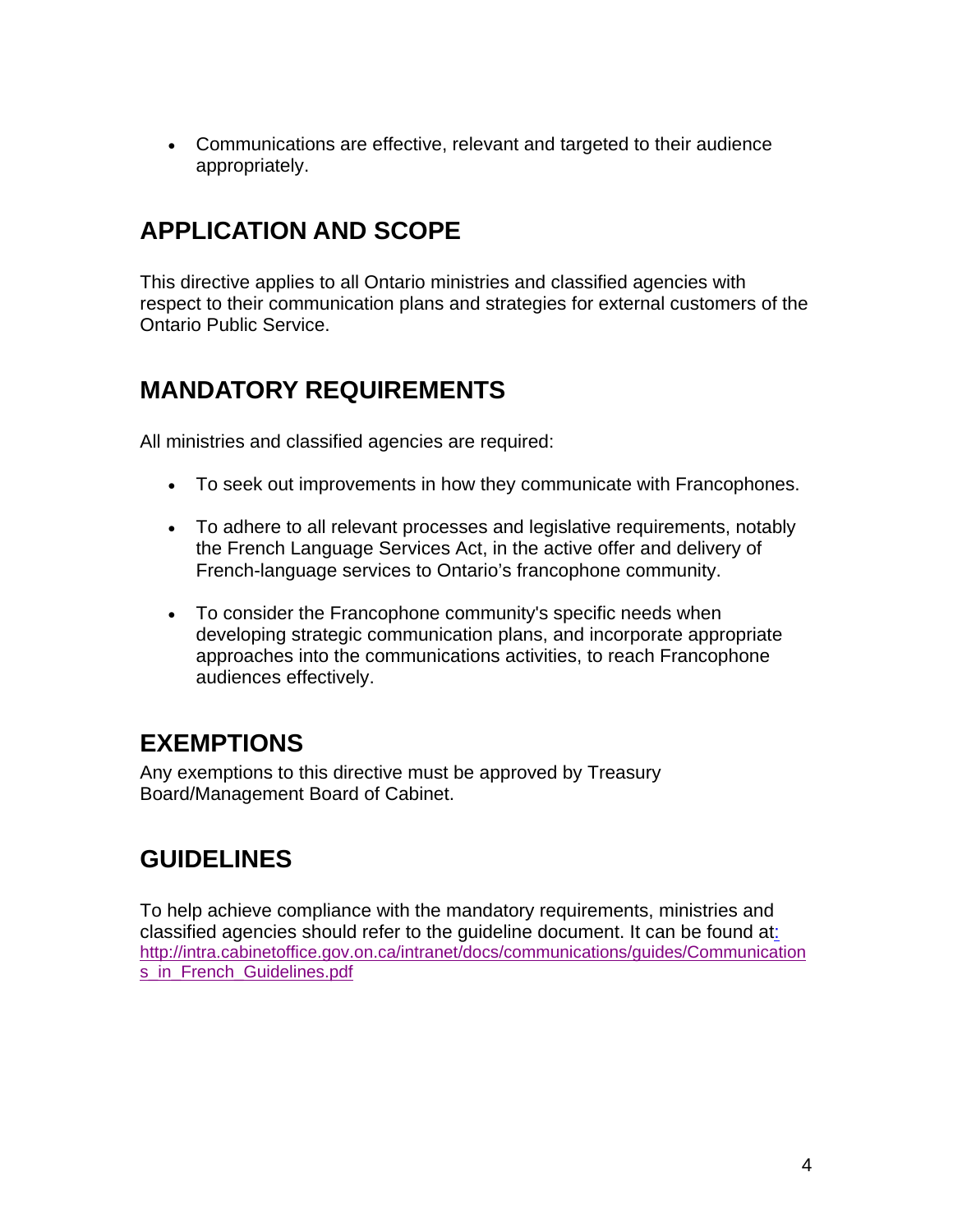- Communications are effective, relevant and targeted to their audience appropriately.

## APPLICATION AND SCOPE

This directive applies to all Ontario ministries and classified agencies with respect to their communication plans and strategies for external customers of the Ontario Public Service.

## MANDATORY REQUIREMENTS

All ministries and classified agencies are required:

- To seek out improvements in how they communicate with Francophones.

- To adhere to all relevant processes and legislative requirements, notably the French Language Services Act, in the active offer and delivery of French-language services to Ontario's francophone community.

- To consider the Francophone community's specific needs when developing strategic communication plans, and incorporate appropriate approaches into the communications activities, to reach Francophone audiences effectively.

## EXEMPTIONS

Any exemptions to this directive must be approved by Treasury Board/Management Board of Cabinet.

## GUIDELINES

To help achieve compliance with the mandatory requirements, ministries and classified agencies should refer to the guideline document. It can be found at: http://intra.cabinetoffice.gov.on.ca/intranet/docs/communications/guides/Communications_in_French_Guidelines.pdf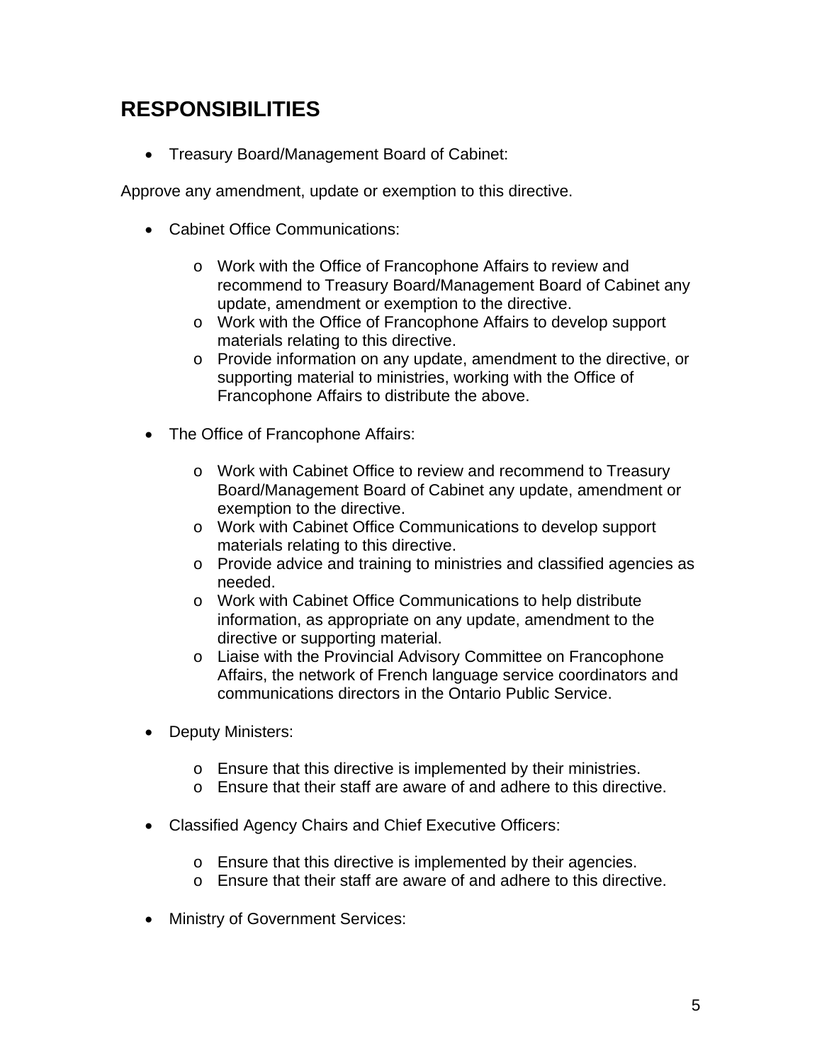## RESPONSIBILITIES

- Treasury Board/Management Board of Cabinet:

Approve any amendment, update or exemption to this directive.

- Cabinet Office Communications:
  - Work with the Office of Francophone Affairs to review and recommend to Treasury Board/Management Board of Cabinet any update, amendment or exemption to the directive.
  - Work with the Office of Francophone Affairs to develop support materials relating to this directive.
  - Provide information on any update, amendment to the directive, or supporting material to ministries, working with the Office of Francophone Affairs to distribute the above.

- The Office of Francophone Affairs:
  - Work with Cabinet Office to review and recommend to Treasury Board/Management Board of Cabinet any update, amendment or exemption to the directive.
  - Work with Cabinet Office Communications to develop support materials relating to this directive.
  - Provide advice and training to ministries and classified agencies as needed.
  - Work with Cabinet Office Communications to help distribute information, as appropriate on any update, amendment to the directive or supporting material.
  - Liaise with the Provincial Advisory Committee on Francophone Affairs, the network of French language service coordinators and communications directors in the Ontario Public Service.

- Deputy Ministers:
  - Ensure that this directive is implemented by their ministries.
  - Ensure that their staff are aware of and adhere to this directive.

- Classified Agency Chairs and Chief Executive Officers:
  - Ensure that this directive is implemented by their agencies.
  - Ensure that their staff are aware of and adhere to this directive.

- Ministry of Government Services: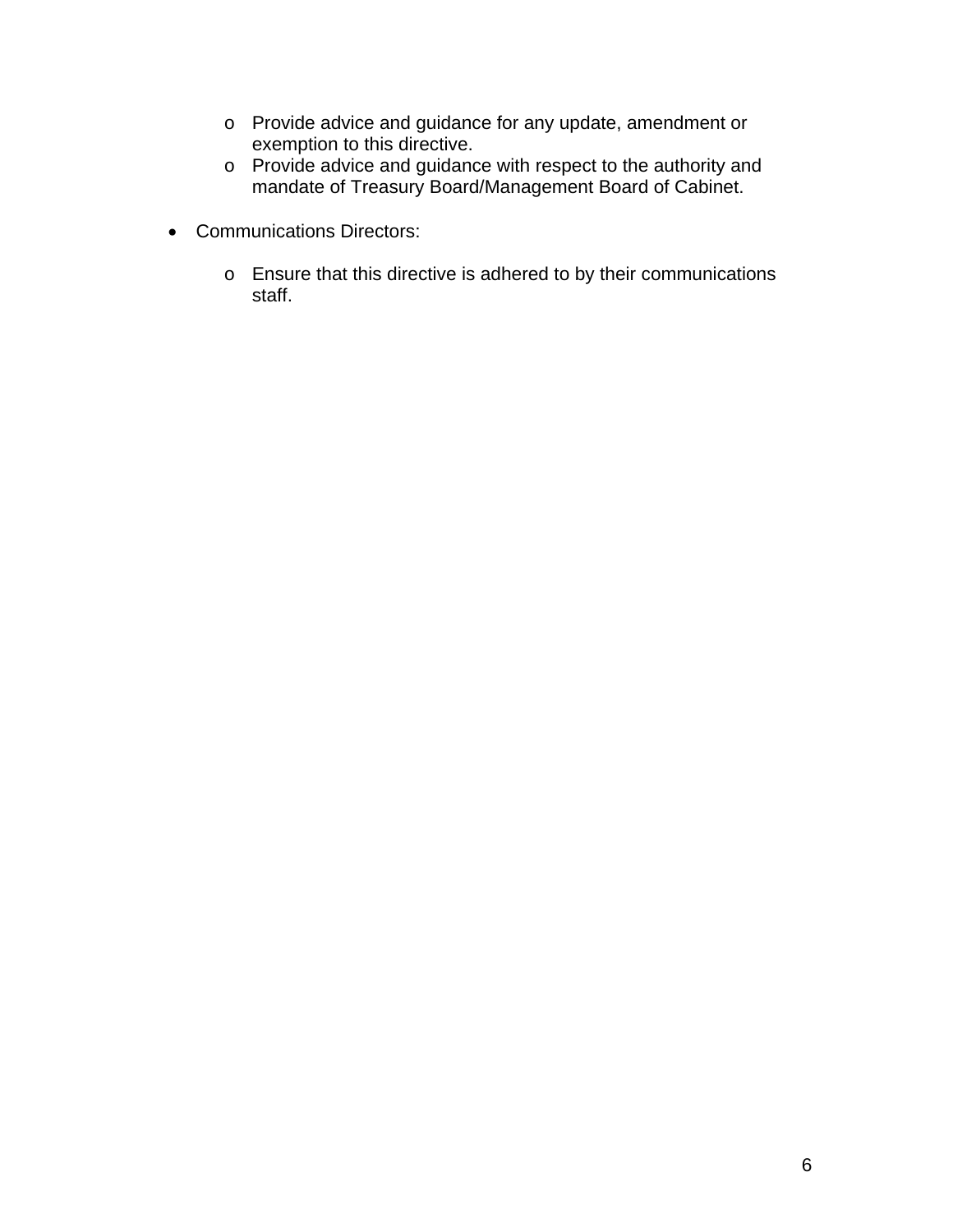- Provide advice and guidance for any update, amendment or exemption to this directive.
  - Provide advice and guidance with respect to the authority and mandate of Treasury Board/Management Board of Cabinet.

- Communications Directors:

  - Ensure that this directive is adhered to by their communications staff.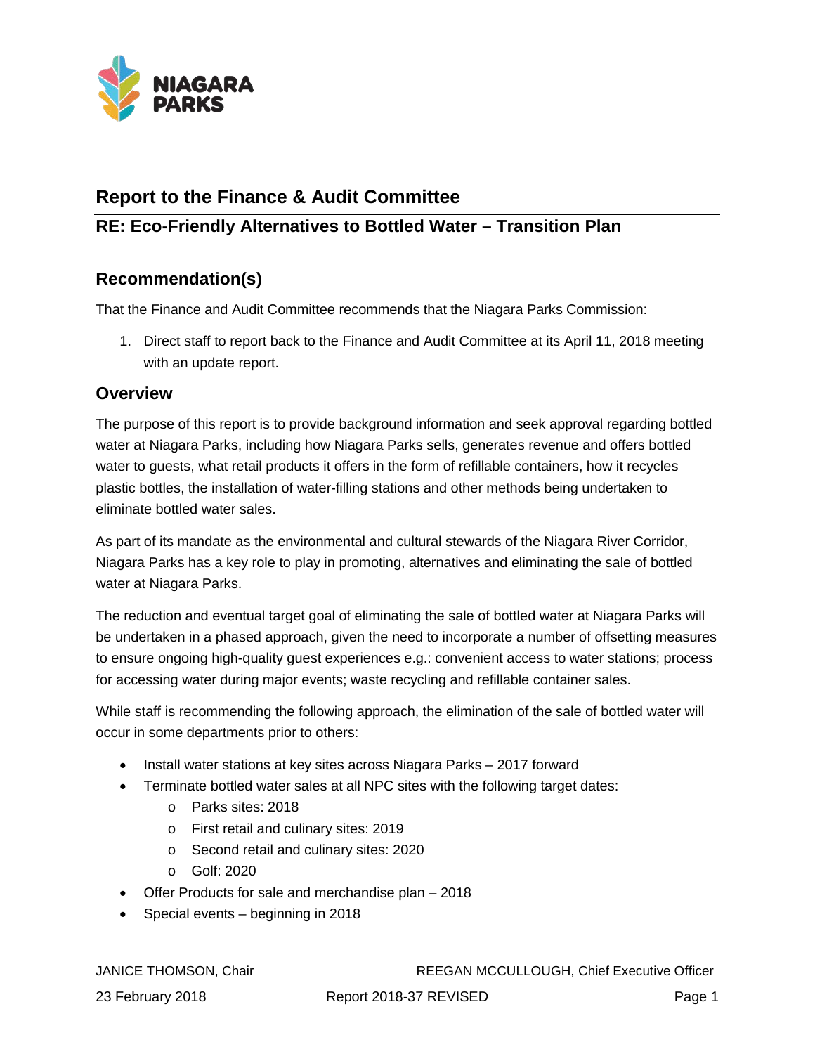## Report to the Finance & Audit Committee

### RE: Eco-Friendly Alternatives to Bottled Water – Transition Plan

### Recommendation(s)

That the Finance and Audit Committee recommends that the Niagara Parks Commission:

1. Direct staff to report back to the Finance and Audit Committee at its April 11, 2018 meeting with an update report.

### Overview

The purpose of this report is to provide background information and seek approval regarding bottled water at Niagara Parks, including how Niagara Parks sells, generates revenue and offers bottled water to guests, what retail products it offers in the form of refillable containers, how it recycles plastic bottles, the installation of water-filling stations and other methods being undertaken to eliminate bottled water sales.

As part of its mandate as the environmental and cultural stewards of the Niagara River Corridor, Niagara Parks has a key role to play in promoting, alternatives and eliminating the sale of bottled water at Niagara Parks.

The reduction and eventual target goal of eliminating the sale of bottled water at Niagara Parks will be undertaken in a phased approach, given the need to incorporate a number of offsetting measures to ensure ongoing high-quality guest experiences e.g.: convenient access to water stations; process for accessing water during major events; waste recycling and refillable container sales.

While staff is recommending the following approach, the elimination of the sale of bottled water will occur in some departments prior to others:

- Install water stations at key sites across Niagara Parks – 2017 forward
- Terminate bottled water sales at all NPC sites with the following target dates:
  - Parks sites: 2018
  - First retail and culinary sites: 2019
  - Second retail and culinary sites: 2020
  - Golf: 2020
- Offer Products for sale and merchandise plan – 2018
- Special events – beginning in 2018

JANICE THOMSON, Chair — REEGAN MCCULLOUGH, Chief Executive Officer

23 February 2018 — Report 2018-37 REVISED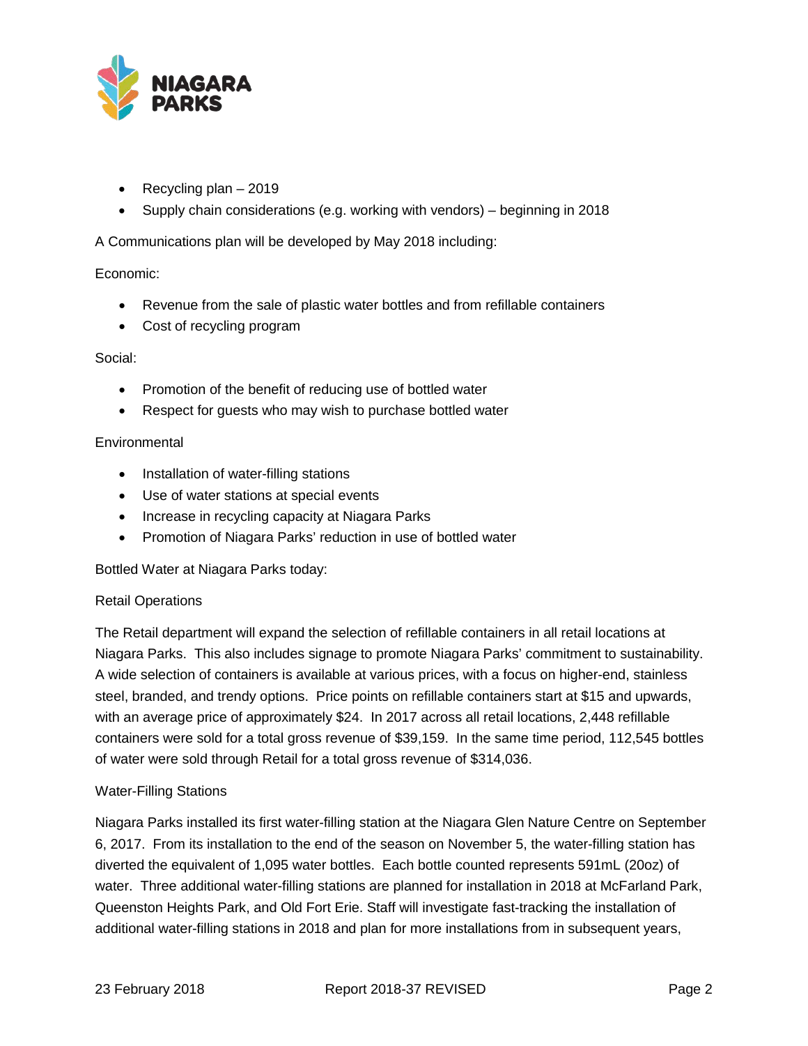- Recycling plan – 2019
- Supply chain considerations (e.g. working with vendors) – beginning in 2018

A Communications plan will be developed by May 2018 including:

Economic:

- Revenue from the sale of plastic water bottles and from refillable containers
- Cost of recycling program

Social:

- Promotion of the benefit of reducing use of bottled water
- Respect for guests who may wish to purchase bottled water

Environmental

- Installation of water-filling stations
- Use of water stations at special events
- Increase in recycling capacity at Niagara Parks
- Promotion of Niagara Parks' reduction in use of bottled water

Bottled Water at Niagara Parks today:

Retail Operations

The Retail department will expand the selection of refillable containers in all retail locations at Niagara Parks. This also includes signage to promote Niagara Parks' commitment to sustainability. A wide selection of containers is available at various prices, with a focus on higher-end, stainless steel, branded, and trendy options. Price points on refillable containers start at $15 and upwards, with an average price of approximately $24. In 2017 across all retail locations, 2,448 refillable containers were sold for a total gross revenue of $39,159. In the same time period, 112,545 bottles of water were sold through Retail for a total gross revenue of $314,036.

Water-Filling Stations

Niagara Parks installed its first water-filling station at the Niagara Glen Nature Centre on September 6, 2017. From its installation to the end of the season on November 5, the water-filling station has diverted the equivalent of 1,095 water bottles. Each bottle counted represents 591mL (20oz) of water. Three additional water-filling stations are planned for installation in 2018 at McFarland Park, Queenston Heights Park, and Old Fort Erie. Staff will investigate fast-tracking the installation of additional water-filling stations in 2018 and plan for more installations from in subsequent years,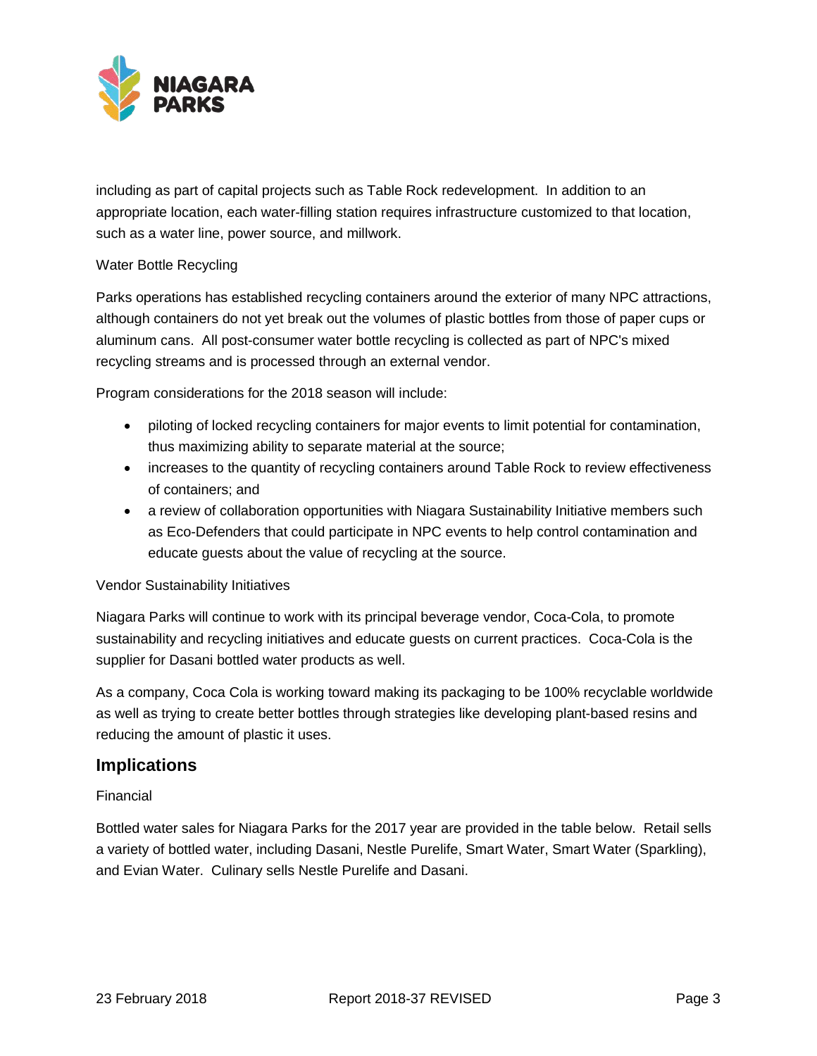including as part of capital projects such as Table Rock redevelopment.  In addition to an appropriate location, each water-filling station requires infrastructure customized to that location, such as a water line, power source, and millwork.

Water Bottle Recycling

Parks operations has established recycling containers around the exterior of many NPC attractions, although containers do not yet break out the volumes of plastic bottles from those of paper cups or aluminum cans.  All post-consumer water bottle recycling is collected as part of NPC's mixed recycling streams and is processed through an external vendor.

Program considerations for the 2018 season will include:

- piloting of locked recycling containers for major events to limit potential for contamination, thus maximizing ability to separate material at the source;
- increases to the quantity of recycling containers around Table Rock to review effectiveness of containers; and
- a review of collaboration opportunities with Niagara Sustainability Initiative members such as Eco-Defenders that could participate in NPC events to help control contamination and educate guests about the value of recycling at the source.

Vendor Sustainability Initiatives

Niagara Parks will continue to work with its principal beverage vendor, Coca-Cola, to promote sustainability and recycling initiatives and educate guests on current practices.  Coca-Cola is the supplier for Dasani bottled water products as well.

As a company, Coca Cola is working toward making its packaging to be 100% recyclable worldwide as well as trying to create better bottles through strategies like developing plant-based resins and reducing the amount of plastic it uses.

## Implications

Financial

Bottled water sales for Niagara Parks for the 2017 year are provided in the table below.  Retail sells a variety of bottled water, including Dasani, Nestle Purelife, Smart Water, Smart Water (Sparkling), and Evian Water.  Culinary sells Nestle Purelife and Dasani.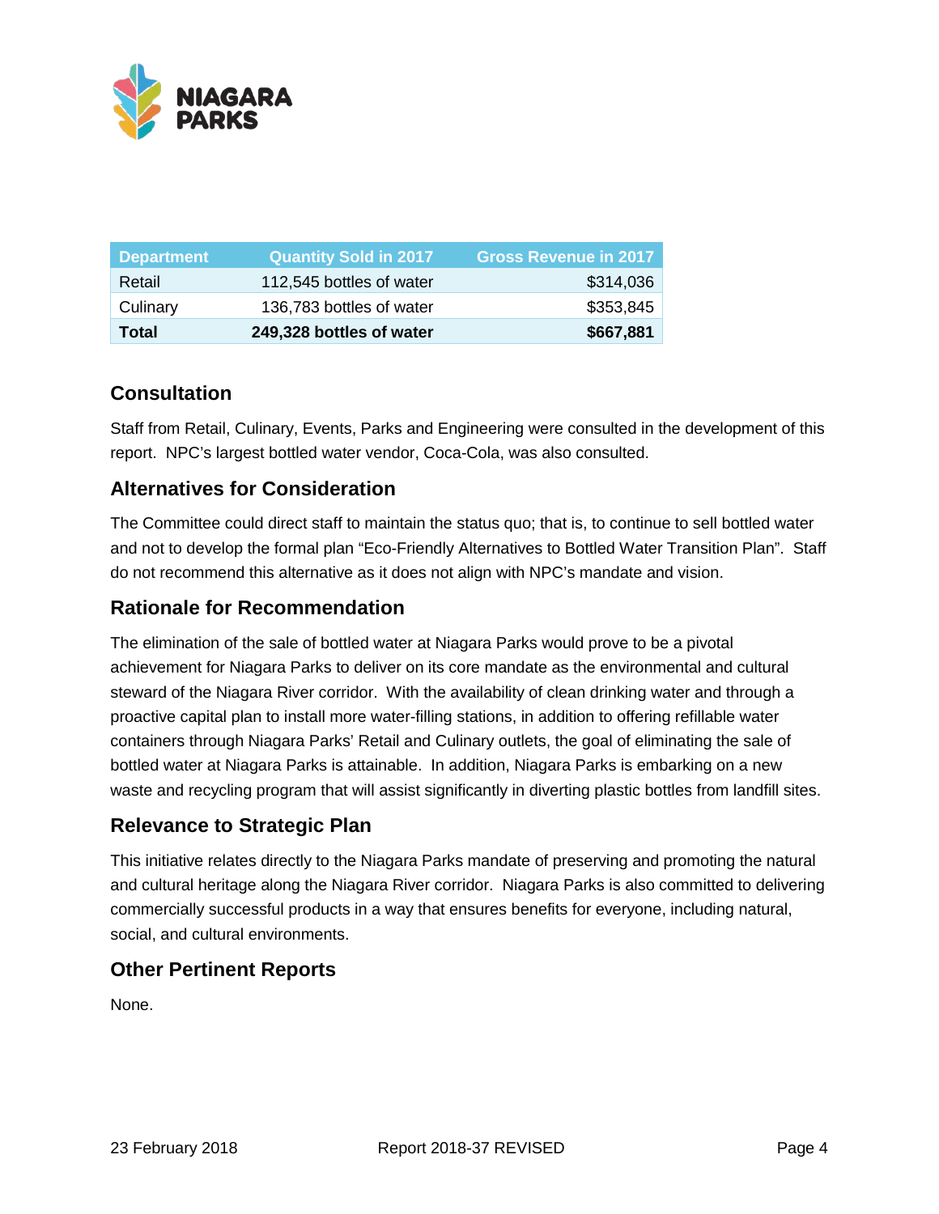| Department | Quantity Sold in 2017 | Gross Revenue in 2017 |
| --- | --- | --- |
| Retail | 112,545 bottles of water | $314,036 |
| Culinary | 136,783 bottles of water | $353,845 |
| **Total** | **249,328 bottles of water** | **$667,881** |

## Consultation

Staff from Retail, Culinary, Events, Parks and Engineering were consulted in the development of this report. NPC's largest bottled water vendor, Coca-Cola, was also consulted.

## Alternatives for Consideration

The Committee could direct staff to maintain the status quo; that is, to continue to sell bottled water and not to develop the formal plan "Eco-Friendly Alternatives to Bottled Water Transition Plan". Staff do not recommend this alternative as it does not align with NPC's mandate and vision.

## Rationale for Recommendation

The elimination of the sale of bottled water at Niagara Parks would prove to be a pivotal achievement for Niagara Parks to deliver on its core mandate as the environmental and cultural steward of the Niagara River corridor. With the availability of clean drinking water and through a proactive capital plan to install more water-filling stations, in addition to offering refillable water containers through Niagara Parks' Retail and Culinary outlets, the goal of eliminating the sale of bottled water at Niagara Parks is attainable. In addition, Niagara Parks is embarking on a new waste and recycling program that will assist significantly in diverting plastic bottles from landfill sites.

## Relevance to Strategic Plan

This initiative relates directly to the Niagara Parks mandate of preserving and promoting the natural and cultural heritage along the Niagara River corridor. Niagara Parks is also committed to delivering commercially successful products in a way that ensures benefits for everyone, including natural, social, and cultural environments.

## Other Pertinent Reports

None.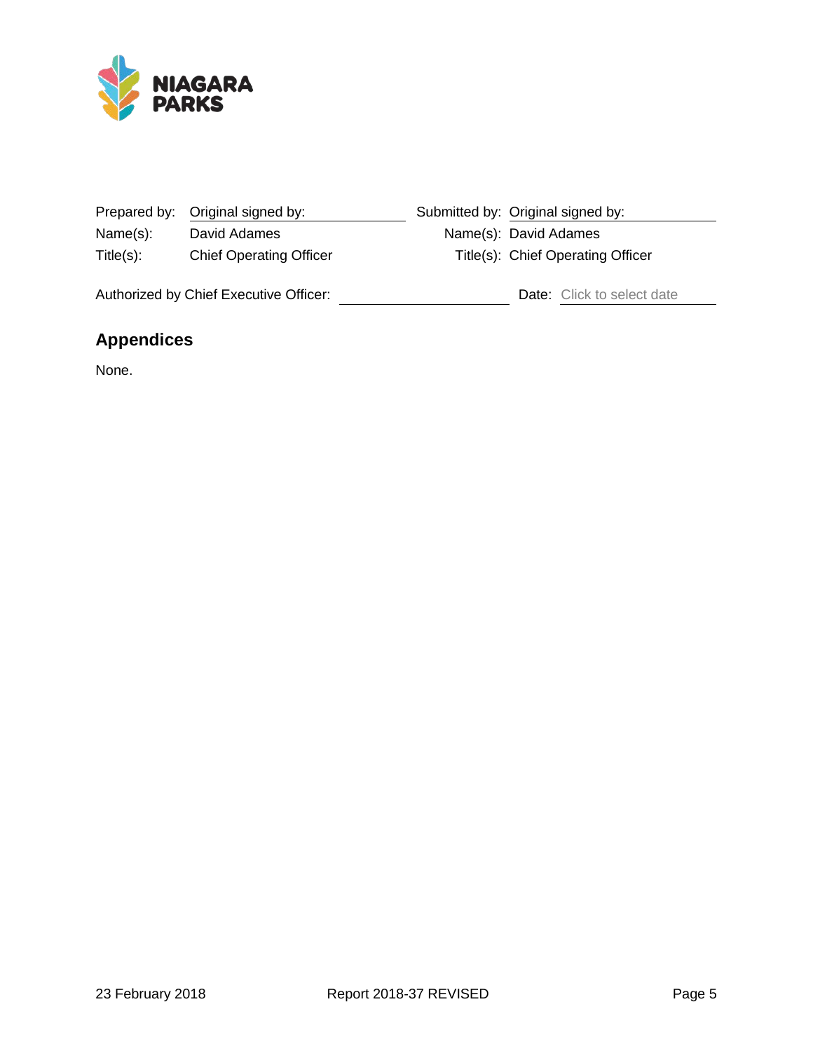| | | | |
|---|---|---|---|
| Prepared by: | Original signed by: | Submitted by: | Original signed by: |
| Name(s): | David Adames | Name(s): | David Adames |
| Title(s): | Chief Operating Officer | Title(s): | Chief Operating Officer |

Authorized by Chief Executive Officer: ____________________ Date: Click to select date

## Appendices

None.